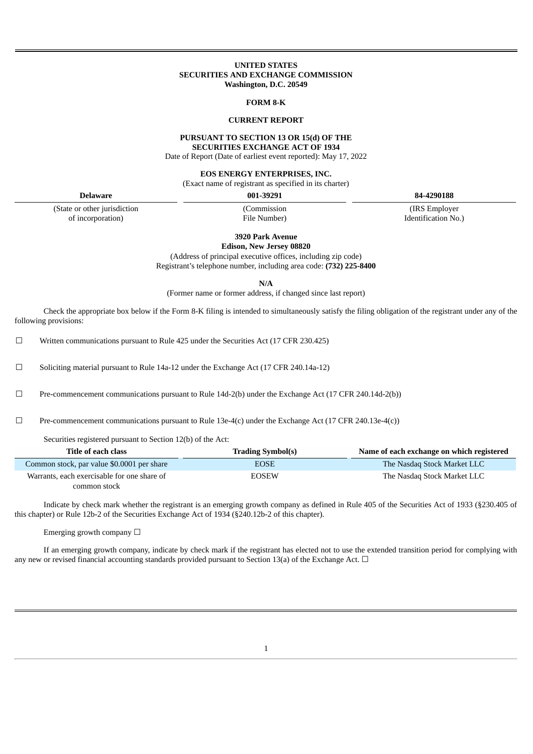**UNITED STATES**
**SECURITIES AND EXCHANGE COMMISSION**
**Washington, D.C. 20549**

**FORM 8-K**

**CURRENT REPORT**

**PURSUANT TO SECTION 13 OR 15(d) OF THE**
**SECURITIES EXCHANGE ACT OF 1934**

Date of Report (Date of earliest event reported): May 17, 2022

**EOS ENERGY ENTERPRISES, INC.**

(Exact name of registrant as specified in its charter)

| **Delaware** | **001-39291** | **84-4290188** |
|---|---|---|
| (State or other jurisdiction of incorporation) | (Commission File Number) | (IRS Employer Identification No.) |

**3920 Park Avenue**
**Edison, New Jersey 08820**

(Address of principal executive offices, including zip code)

Registrant's telephone number, including area code: **(732) 225-8400**

**N/A**

(Former name or former address, if changed since last report)

Check the appropriate box below if the Form 8-K filing is intended to simultaneously satisfy the filing obligation of the registrant under any of the following provisions:

☐ Written communications pursuant to Rule 425 under the Securities Act (17 CFR 230.425)

☐ Soliciting material pursuant to Rule 14a-12 under the Exchange Act (17 CFR 240.14a-12)

☐ Pre-commencement communications pursuant to Rule 14d-2(b) under the Exchange Act (17 CFR 240.14d-2(b))

☐ Pre-commencement communications pursuant to Rule 13e-4(c) under the Exchange Act (17 CFR 240.13e-4(c))

Securities registered pursuant to Section 12(b) of the Act:

| Title of each class | Trading Symbol(s) | Name of each exchange on which registered |
|---|---|---|
| Common stock, par value $0.0001 per share | EOSE | The Nasdaq Stock Market LLC |
| Warrants, each exercisable for one share of common stock | EOSEW | The Nasdaq Stock Market LLC |

Indicate by check mark whether the registrant is an emerging growth company as defined in Rule 405 of the Securities Act of 1933 (§230.405 of this chapter) or Rule 12b-2 of the Securities Exchange Act of 1934 (§240.12b-2 of this chapter).

Emerging growth company ☐

If an emerging growth company, indicate by check mark if the registrant has elected not to use the extended transition period for complying with any new or revised financial accounting standards provided pursuant to Section 13(a) of the Exchange Act. ☐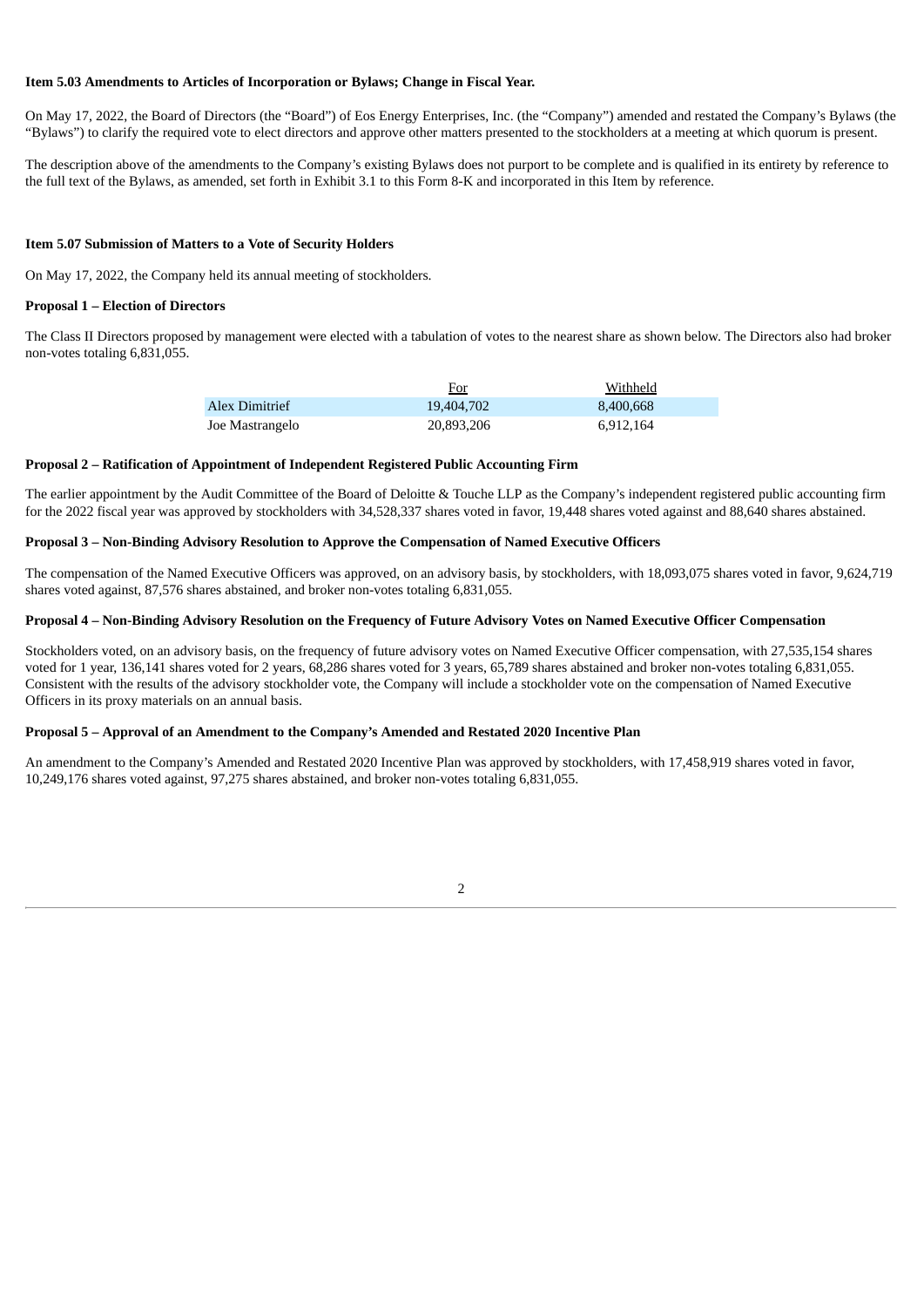**Item 5.03 Amendments to Articles of Incorporation or Bylaws; Change in Fiscal Year.**

On May 17, 2022, the Board of Directors (the "Board") of Eos Energy Enterprises, Inc. (the "Company") amended and restated the Company's Bylaws (the "Bylaws") to clarify the required vote to elect directors and approve other matters presented to the stockholders at a meeting at which quorum is present.

The description above of the amendments to the Company's existing Bylaws does not purport to be complete and is qualified in its entirety by reference to the full text of the Bylaws, as amended, set forth in Exhibit 3.1 to this Form 8-K and incorporated in this Item by reference.

**Item 5.07 Submission of Matters to a Vote of Security Holders**

On May 17, 2022, the Company held its annual meeting of stockholders.

**Proposal 1 – Election of Directors**

The Class II Directors proposed by management were elected with a tabulation of votes to the nearest share as shown below. The Directors also had broker non-votes totaling 6,831,055.

| | For | Withheld |
|---|---|---|
| Alex Dimitrief | 19,404,702 | 8,400,668 |
| Joe Mastrangelo | 20,893,206 | 6,912,164 |

**Proposal 2 – Ratification of Appointment of Independent Registered Public Accounting Firm**

The earlier appointment by the Audit Committee of the Board of Deloitte & Touche LLP as the Company's independent registered public accounting firm for the 2022 fiscal year was approved by stockholders with 34,528,337 shares voted in favor, 19,448 shares voted against and 88,640 shares abstained.

**Proposal 3 – Non-Binding Advisory Resolution to Approve the Compensation of Named Executive Officers**

The compensation of the Named Executive Officers was approved, on an advisory basis, by stockholders, with 18,093,075 shares voted in favor, 9,624,719 shares voted against, 87,576 shares abstained, and broker non-votes totaling 6,831,055.

**Proposal 4 – Non-Binding Advisory Resolution on the Frequency of Future Advisory Votes on Named Executive Officer Compensation**

Stockholders voted, on an advisory basis, on the frequency of future advisory votes on Named Executive Officer compensation, with 27,535,154 shares voted for 1 year, 136,141 shares voted for 2 years, 68,286 shares voted for 3 years, 65,789 shares abstained and broker non-votes totaling 6,831,055. Consistent with the results of the advisory stockholder vote, the Company will include a stockholder vote on the compensation of Named Executive Officers in its proxy materials on an annual basis.

**Proposal 5 – Approval of an Amendment to the Company's Amended and Restated 2020 Incentive Plan**

An amendment to the Company's Amended and Restated 2020 Incentive Plan was approved by stockholders, with 17,458,919 shares voted in favor, 10,249,176 shares voted against, 97,275 shares abstained, and broker non-votes totaling 6,831,055.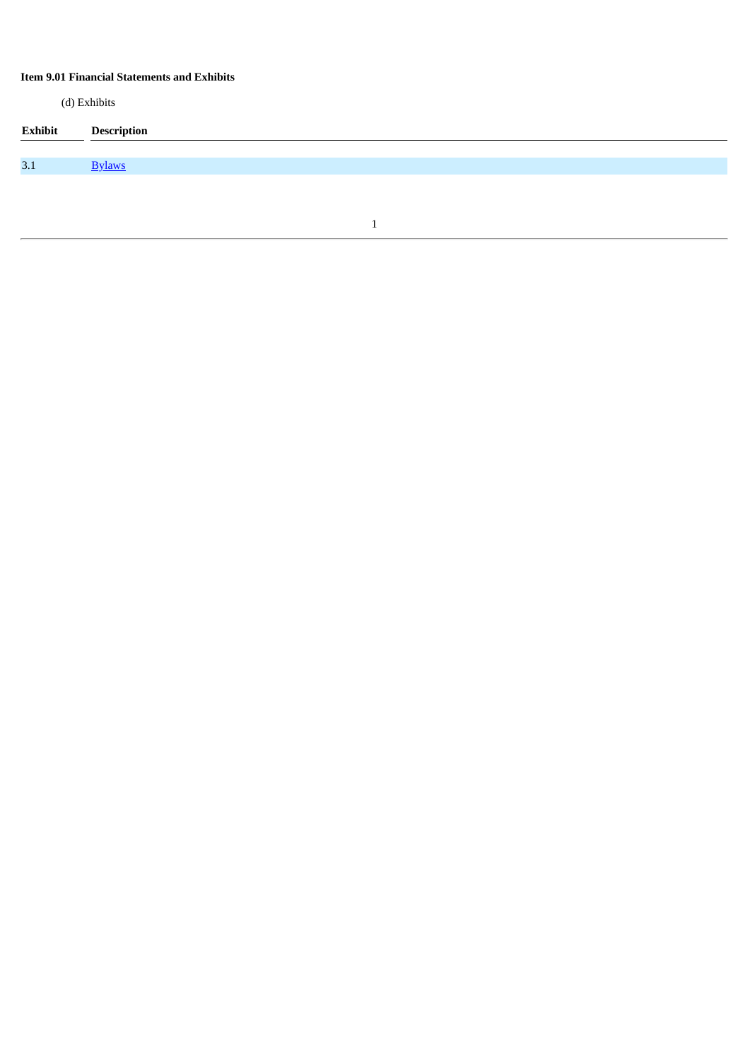**Item 9.01 Financial Statements and Exhibits**

(d) Exhibits

| Exhibit | Description |
| --- | --- |
| 3.1 | Bylaws |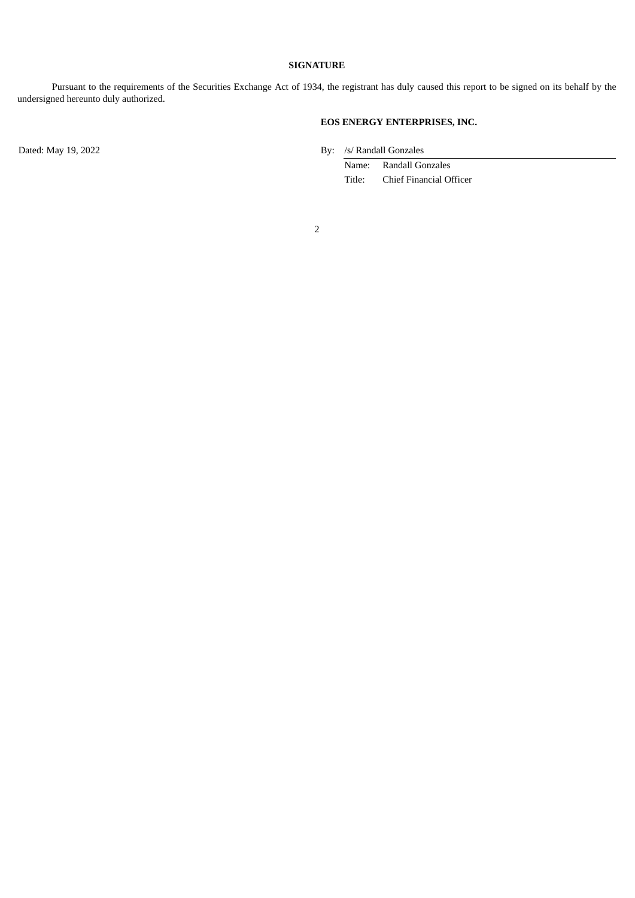**SIGNATURE**

Pursuant to the requirements of the Securities Exchange Act of 1934, the registrant has duly caused this report to be signed on its behalf by the undersigned hereunto duly authorized.

**EOS ENERGY ENTERPRISES, INC.**

Dated: May 19, 2022

By: /s/ Randall Gonzales

Name: Randall Gonzales

Title: Chief Financial Officer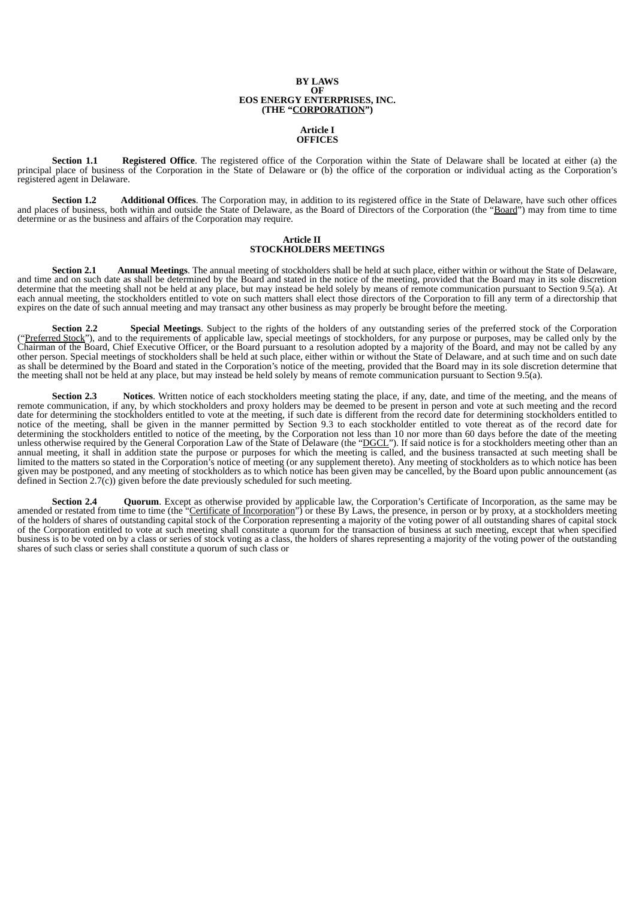# BY LAWS
# OF
# EOS ENERGY ENTERPRISES, INC.
# (THE "CORPORATION")

## Article I
## OFFICES

**Section 1.1 Registered Office**. The registered office of the Corporation within the State of Delaware shall be located at either (a) the principal place of business of the Corporation in the State of Delaware or (b) the office of the corporation or individual acting as the Corporation's registered agent in Delaware.

**Section 1.2 Additional Offices**. The Corporation may, in addition to its registered office in the State of Delaware, have such other offices and places of business, both within and outside the State of Delaware, as the Board of Directors of the Corporation (the "Board") may from time to time determine or as the business and affairs of the Corporation may require.

## Article II
## STOCKHOLDERS MEETINGS

**Section 2.1 Annual Meetings**. The annual meeting of stockholders shall be held at such place, either within or without the State of Delaware, and time and on such date as shall be determined by the Board and stated in the notice of the meeting, provided that the Board may in its sole discretion determine that the meeting shall not be held at any place, but may instead be held solely by means of remote communication pursuant to Section 9.5(a). At each annual meeting, the stockholders entitled to vote on such matters shall elect those directors of the Corporation to fill any term of a directorship that expires on the date of such annual meeting and may transact any other business as may properly be brought before the meeting.

**Section 2.2 Special Meetings**. Subject to the rights of the holders of any outstanding series of the preferred stock of the Corporation ("Preferred Stock"), and to the requirements of applicable law, special meetings of stockholders, for any purpose or purposes, may be called only by the Chairman of the Board, Chief Executive Officer, or the Board pursuant to a resolution adopted by a majority of the Board, and may not be called by any other person. Special meetings of stockholders shall be held at such place, either within or without the State of Delaware, and at such time and on such date as shall be determined by the Board and stated in the Corporation's notice of the meeting, provided that the Board may in its sole discretion determine that the meeting shall not be held at any place, but may instead be held solely by means of remote communication pursuant to Section 9.5(a).

**Section 2.3 Notices**. Written notice of each stockholders meeting stating the place, if any, date, and time of the meeting, and the means of remote communication, if any, by which stockholders and proxy holders may be deemed to be present in person and vote at such meeting and the record date for determining the stockholders entitled to vote at the meeting, if such date is different from the record date for determining stockholders entitled to notice of the meeting, shall be given in the manner permitted by Section 9.3 to each stockholder entitled to vote thereat as of the record date for determining the stockholders entitled to notice of the meeting, by the Corporation not less than 10 nor more than 60 days before the date of the meeting unless otherwise required by the General Corporation Law of the State of Delaware (the "DGCL"). If said notice is for a stockholders meeting other than an annual meeting, it shall in addition state the purpose or purposes for which the meeting is called, and the business transacted at such meeting shall be limited to the matters so stated in the Corporation's notice of meeting (or any supplement thereto). Any meeting of stockholders as to which notice has been given may be postponed, and any meeting of stockholders as to which notice has been given may be cancelled, by the Board upon public announcement (as defined in Section 2.7(c)) given before the date previously scheduled for such meeting.

**Section 2.4 Quorum**. Except as otherwise provided by applicable law, the Corporation's Certificate of Incorporation, as the same may be amended or restated from time to time (the "Certificate of Incorporation") or these By Laws, the presence, in person or by proxy, at a stockholders meeting of the holders of shares of outstanding capital stock of the Corporation representing a majority of the voting power of all outstanding shares of capital stock of the Corporation entitled to vote at such meeting shall constitute a quorum for the transaction of business at such meeting, except that when specified business is to be voted on by a class or series of stock voting as a class, the holders of shares representing a majority of the voting power of the outstanding shares of such class or series shall constitute a quorum of such class or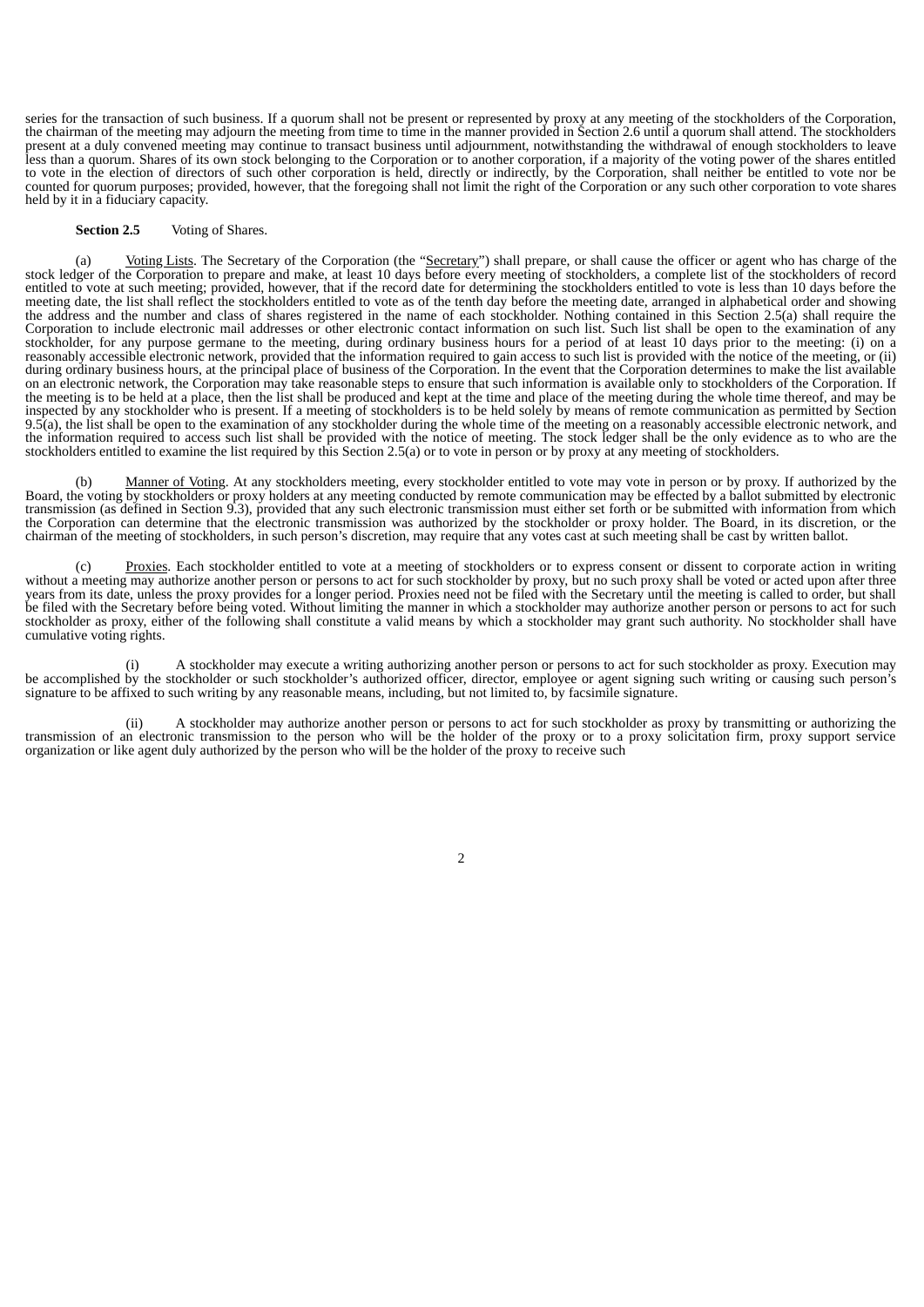series for the transaction of such business. If a quorum shall not be present or represented by proxy at any meeting of the stockholders of the Corporation, the chairman of the meeting may adjourn the meeting from time to time in the manner provided in Section 2.6 until a quorum shall attend. The stockholders present at a duly convened meeting may continue to transact business until adjournment, notwithstanding the withdrawal of enough stockholders to leave less than a quorum. Shares of its own stock belonging to the Corporation or to another corporation, if a majority of the voting power of the shares entitled to vote in the election of directors of such other corporation is held, directly or indirectly, by the Corporation, shall neither be entitled to vote nor be counted for quorum purposes; provided, however, that the foregoing shall not limit the right of the Corporation or any such other corporation to vote shares held by it in a fiduciary capacity.

**Section 2.5** Voting of Shares.

(a) Voting Lists. The Secretary of the Corporation (the "Secretary") shall prepare, or shall cause the officer or agent who has charge of the stock ledger of the Corporation to prepare and make, at least 10 days before every meeting of stockholders, a complete list of the stockholders of record entitled to vote at such meeting; provided, however, that if the record date for determining the stockholders entitled to vote is less than 10 days before the meeting date, the list shall reflect the stockholders entitled to vote as of the tenth day before the meeting date, arranged in alphabetical order and showing the address and the number and class of shares registered in the name of each stockholder. Nothing contained in this Section 2.5(a) shall require the Corporation to include electronic mail addresses or other electronic contact information on such list. Such list shall be open to the examination of any stockholder, for any purpose germane to the meeting, during ordinary business hours for a period of at least 10 days prior to the meeting: (i) on a reasonably accessible electronic network, provided that the information required to gain access to such list is provided with the notice of the meeting, or (ii) during ordinary business hours, at the principal place of business of the Corporation. In the event that the Corporation determines to make the list available on an electronic network, the Corporation may take reasonable steps to ensure that such information is available only to stockholders of the Corporation. If the meeting is to be held at a place, then the list shall be produced and kept at the time and place of the meeting during the whole time thereof, and may be inspected by any stockholder who is present. If a meeting of stockholders is to be held solely by means of remote communication as permitted by Section 9.5(a), the list shall be open to the examination of any stockholder during the whole time of the meeting on a reasonably accessible electronic network, and the information required to access such list shall be provided with the notice of meeting. The stock ledger shall be the only evidence as to who are the stockholders entitled to examine the list required by this Section 2.5(a) or to vote in person or by proxy at any meeting of stockholders.

(b) Manner of Voting. At any stockholders meeting, every stockholder entitled to vote may vote in person or by proxy. If authorized by the Board, the voting by stockholders or proxy holders at any meeting conducted by remote communication may be effected by a ballot submitted by electronic transmission (as defined in Section 9.3), provided that any such electronic transmission must either set forth or be submitted with information from which the Corporation can determine that the electronic transmission was authorized by the stockholder or proxy holder. The Board, in its discretion, or the chairman of the meeting of stockholders, in such person's discretion, may require that any votes cast at such meeting shall be cast by written ballot.

(c) Proxies. Each stockholder entitled to vote at a meeting of stockholders or to express consent or dissent to corporate action in writing without a meeting may authorize another person or persons to act for such stockholder by proxy, but no such proxy shall be voted or acted upon after three years from its date, unless the proxy provides for a longer period. Proxies need not be filed with the Secretary until the meeting is called to order, but shall be filed with the Secretary before being voted. Without limiting the manner in which a stockholder may authorize another person or persons to act for such stockholder as proxy, either of the following shall constitute a valid means by which a stockholder may grant such authority. No stockholder shall have cumulative voting rights.

(i) A stockholder may execute a writing authorizing another person or persons to act for such stockholder as proxy. Execution may be accomplished by the stockholder or such stockholder's authorized officer, director, employee or agent signing such writing or causing such person's signature to be affixed to such writing by any reasonable means, including, but not limited to, by facsimile signature.

(ii) A stockholder may authorize another person or persons to act for such stockholder as proxy by transmitting or authorizing the transmission of an electronic transmission to the person who will be the holder of the proxy or to a proxy solicitation firm, proxy support service organization or like agent duly authorized by the person who will be the holder of the proxy to receive such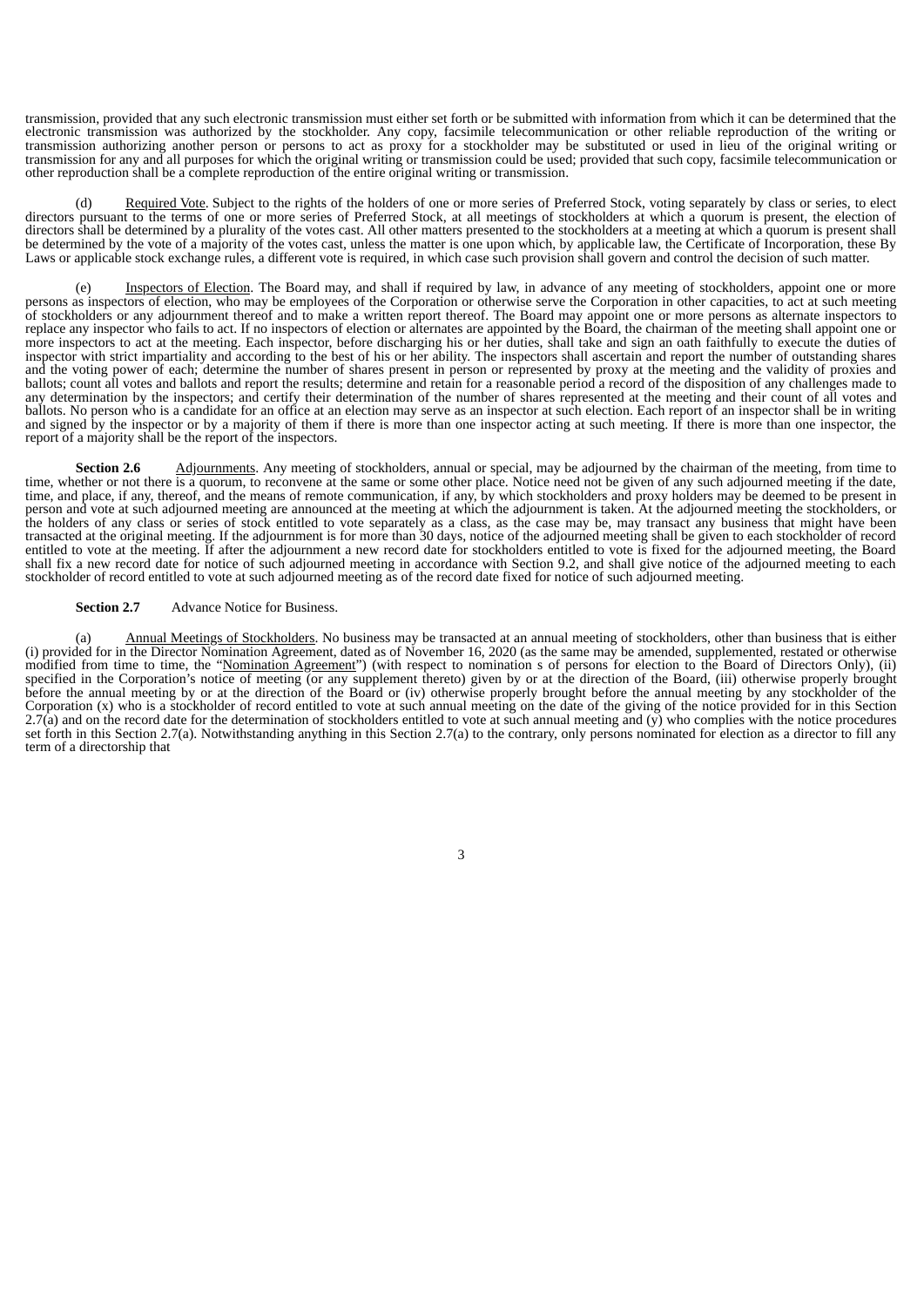transmission, provided that any such electronic transmission must either set forth or be submitted with information from which it can be determined that the electronic transmission was authorized by the stockholder. Any copy, facsimile telecommunication or other reliable reproduction of the writing or transmission authorizing another person or persons to act as proxy for a stockholder may be substituted or used in lieu of the original writing or transmission for any and all purposes for which the original writing or transmission could be used; provided that such copy, facsimile telecommunication or other reproduction shall be a complete reproduction of the entire original writing or transmission.

(d) Required Vote. Subject to the rights of the holders of one or more series of Preferred Stock, voting separately by class or series, to elect directors pursuant to the terms of one or more series of Preferred Stock, at all meetings of stockholders at which a quorum is present, the election of directors shall be determined by a plurality of the votes cast. All other matters presented to the stockholders at a meeting at which a quorum is present shall be determined by the vote of a majority of the votes cast, unless the matter is one upon which, by applicable law, the Certificate of Incorporation, these By Laws or applicable stock exchange rules, a different vote is required, in which case such provision shall govern and control the decision of such matter.

(e) Inspectors of Election. The Board may, and shall if required by law, in advance of any meeting of stockholders, appoint one or more persons as inspectors of election, who may be employees of the Corporation or otherwise serve the Corporation in other capacities, to act at such meeting of stockholders or any adjournment thereof and to make a written report thereof. The Board may appoint one or more persons as alternate inspectors to replace any inspector who fails to act. If no inspectors of election or alternates are appointed by the Board, the chairman of the meeting shall appoint one or more inspectors to act at the meeting. Each inspector, before discharging his or her duties, shall take and sign an oath faithfully to execute the duties of inspector with strict impartiality and according to the best of his or her ability. The inspectors shall ascertain and report the number of outstanding shares and the voting power of each; determine the number of shares present in person or represented by proxy at the meeting and the validity of proxies and ballots; count all votes and ballots and report the results; determine and retain for a reasonable period a record of the disposition of any challenges made to any determination by the inspectors; and certify their determination of the number of shares represented at the meeting and their count of all votes and ballots. No person who is a candidate for an office at an election may serve as an inspector at such election. Each report of an inspector shall be in writing and signed by the inspector or by a majority of them if there is more than one inspector acting at such meeting. If there is more than one inspector, the report of a majority shall be the report of the inspectors.

**Section 2.6** Adjournments. Any meeting of stockholders, annual or special, may be adjourned by the chairman of the meeting, from time to time, whether or not there is a quorum, to reconvene at the same or some other place. Notice need not be given of any such adjourned meeting if the date, time, and place, if any, thereof, and the means of remote communication, if any, by which stockholders and proxy holders may be deemed to be present in person and vote at such adjourned meeting are announced at the meeting at which the adjournment is taken. At the adjourned meeting the stockholders, or the holders of any class or series of stock entitled to vote separately as a class, as the case may be, may transact any business that might have been transacted at the original meeting. If the adjournment is for more than 30 days, notice of the adjourned meeting shall be given to each stockholder of record entitled to vote at the meeting. If after the adjournment a new record date for stockholders entitled to vote is fixed for the adjourned meeting, the Board shall fix a new record date for notice of such adjourned meeting in accordance with Section 9.2, and shall give notice of the adjourned meeting to each stockholder of record entitled to vote at such adjourned meeting as of the record date fixed for notice of such adjourned meeting.

**Section 2.7** Advance Notice for Business.

(a) Annual Meetings of Stockholders. No business may be transacted at an annual meeting of stockholders, other than business that is either (i) provided for in the Director Nomination Agreement, dated as of November 16, 2020 (as the same may be amended, supplemented, restated or otherwise modified from time to time, the "Nomination Agreement") (with respect to nomination s of persons for election to the Board of Directors Only), (ii) specified in the Corporation's notice of meeting (or any supplement thereto) given by or at the direction of the Board, (iii) otherwise properly brought before the annual meeting by or at the direction of the Board or (iv) otherwise properly brought before the annual meeting by any stockholder of the Corporation (x) who is a stockholder of record entitled to vote at such annual meeting on the date of the giving of the notice provided for in this Section 2.7(a) and on the record date for the determination of stockholders entitled to vote at such annual meeting and (y) who complies with the notice procedures set forth in this Section 2.7(a). Notwithstanding anything in this Section 2.7(a) to the contrary, only persons nominated for election as a director to fill any term of a directorship that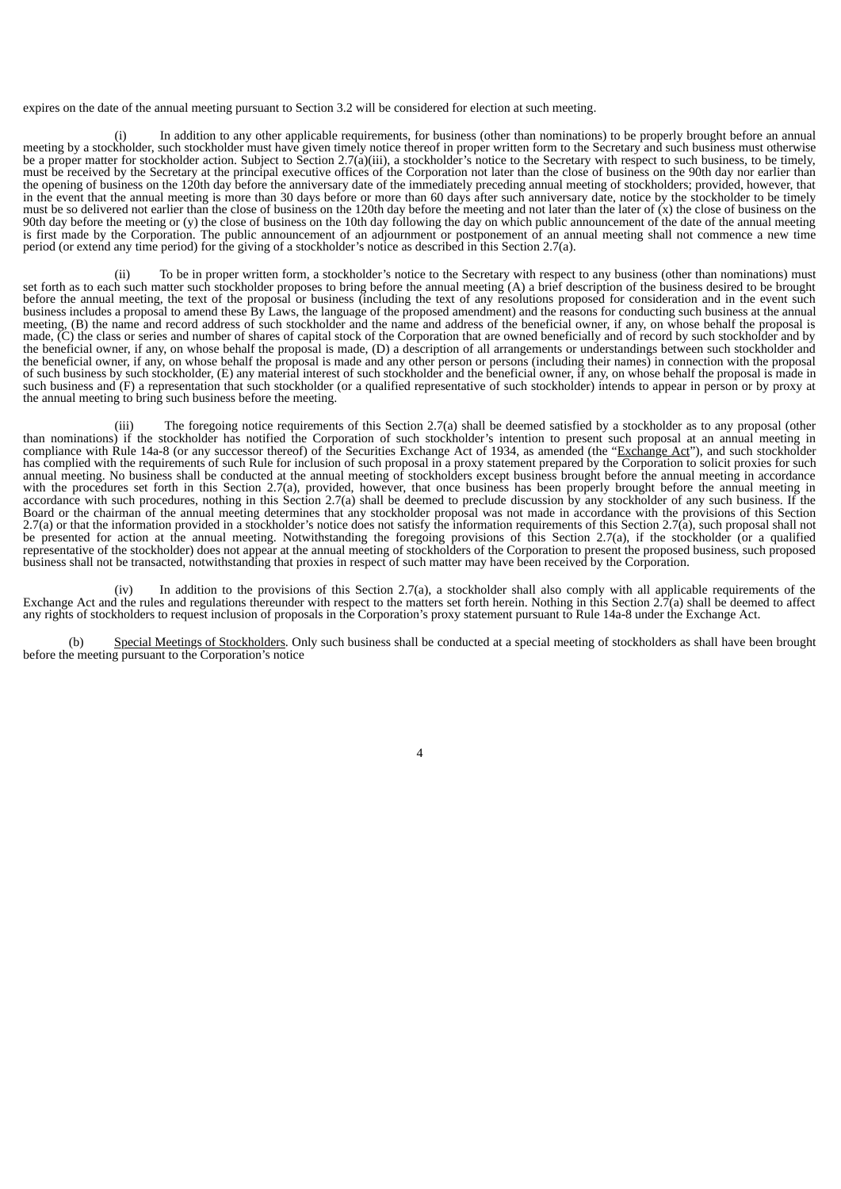expires on the date of the annual meeting pursuant to Section 3.2 will be considered for election at such meeting.

(i) In addition to any other applicable requirements, for business (other than nominations) to be properly brought before an annual meeting by a stockholder, such stockholder must have given timely notice thereof in proper written form to the Secretary and such business must otherwise be a proper matter for stockholder action. Subject to Section 2.7(a)(iii), a stockholder's notice to the Secretary with respect to such business, to be timely, must be received by the Secretary at the principal executive offices of the Corporation not later than the close of business on the 90th day nor earlier than the opening of business on the 120th day before the anniversary date of the immediately preceding annual meeting of stockholders; provided, however, that in the event that the annual meeting is more than 30 days before or more than 60 days after such anniversary date, notice by the stockholder to be timely must be so delivered not earlier than the close of business on the 120th day before the meeting and not later than the later of (x) the close of business on the 90th day before the meeting or (y) the close of business on the 10th day following the day on which public announcement of the date of the annual meeting is first made by the Corporation. The public announcement of an adjournment or postponement of an annual meeting shall not commence a new time period (or extend any time period) for the giving of a stockholder's notice as described in this Section 2.7(a).

(ii) To be in proper written form, a stockholder's notice to the Secretary with respect to any business (other than nominations) must set forth as to each such matter such stockholder proposes to bring before the annual meeting (A) a brief description of the business desired to be brought before the annual meeting, the text of the proposal or business (including the text of any resolutions proposed for consideration and in the event such business includes a proposal to amend these By Laws, the language of the proposed amendment) and the reasons for conducting such business at the annual meeting, (B) the name and record address of such stockholder and the name and address of the beneficial owner, if any, on whose behalf the proposal is made, (C) the class or series and number of shares of capital stock of the Corporation that are owned beneficially and of record by such stockholder and by the beneficial owner, if any, on whose behalf the proposal is made, (D) a description of all arrangements or understandings between such stockholder and the beneficial owner, if any, on whose behalf the proposal is made and any other person or persons (including their names) in connection with the proposal of such business by such stockholder, (E) any material interest of such stockholder and the beneficial owner, if any, on whose behalf the proposal is made in such business and (F) a representation that such stockholder (or a qualified representative of such stockholder) intends to appear in person or by proxy at the annual meeting to bring such business before the meeting.

(iii) The foregoing notice requirements of this Section 2.7(a) shall be deemed satisfied by a stockholder as to any proposal (other than nominations) if the stockholder has notified the Corporation of such stockholder's intention to present such proposal at an annual meeting in compliance with Rule 14a-8 (or any successor thereof) of the Securities Exchange Act of 1934, as amended (the "Exchange Act"), and such stockholder has complied with the requirements of such Rule for inclusion of such proposal in a proxy statement prepared by the Corporation to solicit proxies for such annual meeting. No business shall be conducted at the annual meeting of stockholders except business brought before the annual meeting in accordance with the procedures set forth in this Section 2.7(a), provided, however, that once business has been properly brought before the annual meeting in accordance with such procedures, nothing in this Section 2.7(a) shall be deemed to preclude discussion by any stockholder of any such business. If the Board or the chairman of the annual meeting determines that any stockholder proposal was not made in accordance with the provisions of this Section 2.7(a) or that the information provided in a stockholder's notice does not satisfy the information requirements of this Section 2.7(a), such proposal shall not be presented for action at the annual meeting. Notwithstanding the foregoing provisions of this Section 2.7(a), if the stockholder (or a qualified representative of the stockholder) does not appear at the annual meeting of stockholders of the Corporation to present the proposed business, such proposed business shall not be transacted, notwithstanding that proxies in respect of such matter may have been received by the Corporation.

(iv) In addition to the provisions of this Section 2.7(a), a stockholder shall also comply with all applicable requirements of the Exchange Act and the rules and regulations thereunder with respect to the matters set forth herein. Nothing in this Section 2.7(a) shall be deemed to affect any rights of stockholders to request inclusion of proposals in the Corporation's proxy statement pursuant to Rule 14a-8 under the Exchange Act.

(b) Special Meetings of Stockholders. Only such business shall be conducted at a special meeting of stockholders as shall have been brought before the meeting pursuant to the Corporation's notice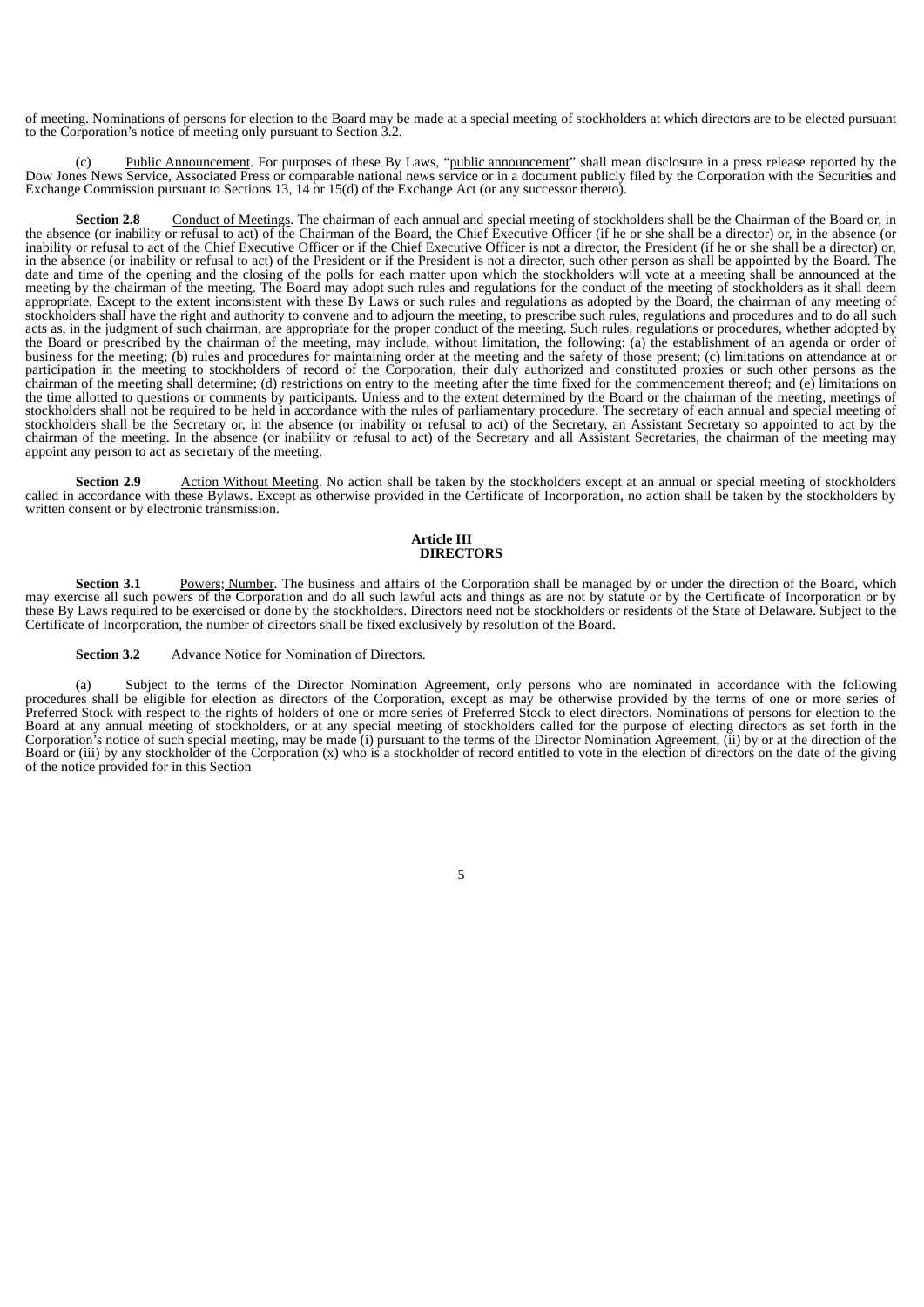of meeting. Nominations of persons for election to the Board may be made at a special meeting of stockholders at which directors are to be elected pursuant to the Corporation's notice of meeting only pursuant to Section 3.2.

(c) Public Announcement. For purposes of these By Laws, "public announcement" shall mean disclosure in a press release reported by the Dow Jones News Service, Associated Press or comparable national news service or in a document publicly filed by the Corporation with the Securities and Exchange Commission pursuant to Sections 13, 14 or 15(d) of the Exchange Act (or any successor thereto).

**Section 2.8** Conduct of Meetings. The chairman of each annual and special meeting of stockholders shall be the Chairman of the Board or, in the absence (or inability or refusal to act) of the Chairman of the Board, the Chief Executive Officer (if he or she shall be a director) or, in the absence (or inability or refusal to act of the Chief Executive Officer or if the Chief Executive Officer is not a director, the President (if he or she shall be a director) or, in the absence (or inability or refusal to act) of the President or if the President is not a director, such other person as shall be appointed by the Board. The date and time of the opening and the closing of the polls for each matter upon which the stockholders will vote at a meeting shall be announced at the meeting by the chairman of the meeting. The Board may adopt such rules and regulations for the conduct of the meeting of stockholders as it shall deem appropriate. Except to the extent inconsistent with these By Laws or such rules and regulations as adopted by the Board, the chairman of any meeting of stockholders shall have the right and authority to convene and to adjourn the meeting, to prescribe such rules, regulations and procedures and to do all such acts as, in the judgment of such chairman, are appropriate for the proper conduct of the meeting. Such rules, regulations or procedures, whether adopted by the Board or prescribed by the chairman of the meeting, may include, without limitation, the following: (a) the establishment of an agenda or order of business for the meeting; (b) rules and procedures for maintaining order at the meeting and the safety of those present; (c) limitations on attendance at or participation in the meeting to stockholders of record of the Corporation, their duly authorized and constituted proxies or such other persons as the chairman of the meeting shall determine; (d) restrictions on entry to the meeting after the time fixed for the commencement thereof; and (e) limitations on the time allotted to questions or comments by participants. Unless and to the extent determined by the Board or the chairman of the meeting, meetings of stockholders shall not be required to be held in accordance with the rules of parliamentary procedure. The secretary of each annual and special meeting of stockholders shall be the Secretary or, in the absence (or inability or refusal to act) of the Secretary, an Assistant Secretary so appointed to act by the chairman of the meeting. In the absence (or inability or refusal to act) of the Secretary and all Assistant Secretaries, the chairman of the meeting may appoint any person to act as secretary of the meeting.

**Section 2.9** Action Without Meeting. No action shall be taken by the stockholders except at an annual or special meeting of stockholders called in accordance with these Bylaws. Except as otherwise provided in the Certificate of Incorporation, no action shall be taken by the stockholders by written consent or by electronic transmission.

## Article III
## DIRECTORS

**Section 3.1** Powers; Number. The business and affairs of the Corporation shall be managed by or under the direction of the Board, which may exercise all such powers of the Corporation and do all such lawful acts and things as are not by statute or by the Certificate of Incorporation or by these By Laws required to be exercised or done by the stockholders. Directors need not be stockholders or residents of the State of Delaware. Subject to the Certificate of Incorporation, the number of directors shall be fixed exclusively by resolution of the Board.

**Section 3.2** Advance Notice for Nomination of Directors.

(a) Subject to the terms of the Director Nomination Agreement, only persons who are nominated in accordance with the following procedures shall be eligible for election as directors of the Corporation, except as may be otherwise provided by the terms of one or more series of Preferred Stock with respect to the rights of holders of one or more series of Preferred Stock to elect directors. Nominations of persons for election to the Board at any annual meeting of stockholders, or at any special meeting of stockholders called for the purpose of electing directors as set forth in the Corporation's notice of such special meeting, may be made (i) pursuant to the terms of the Director Nomination Agreement, (ii) by or at the direction of the Board or (iii) by any stockholder of the Corporation (x) who is a stockholder of record entitled to vote in the election of directors on the date of the giving of the notice provided for in this Section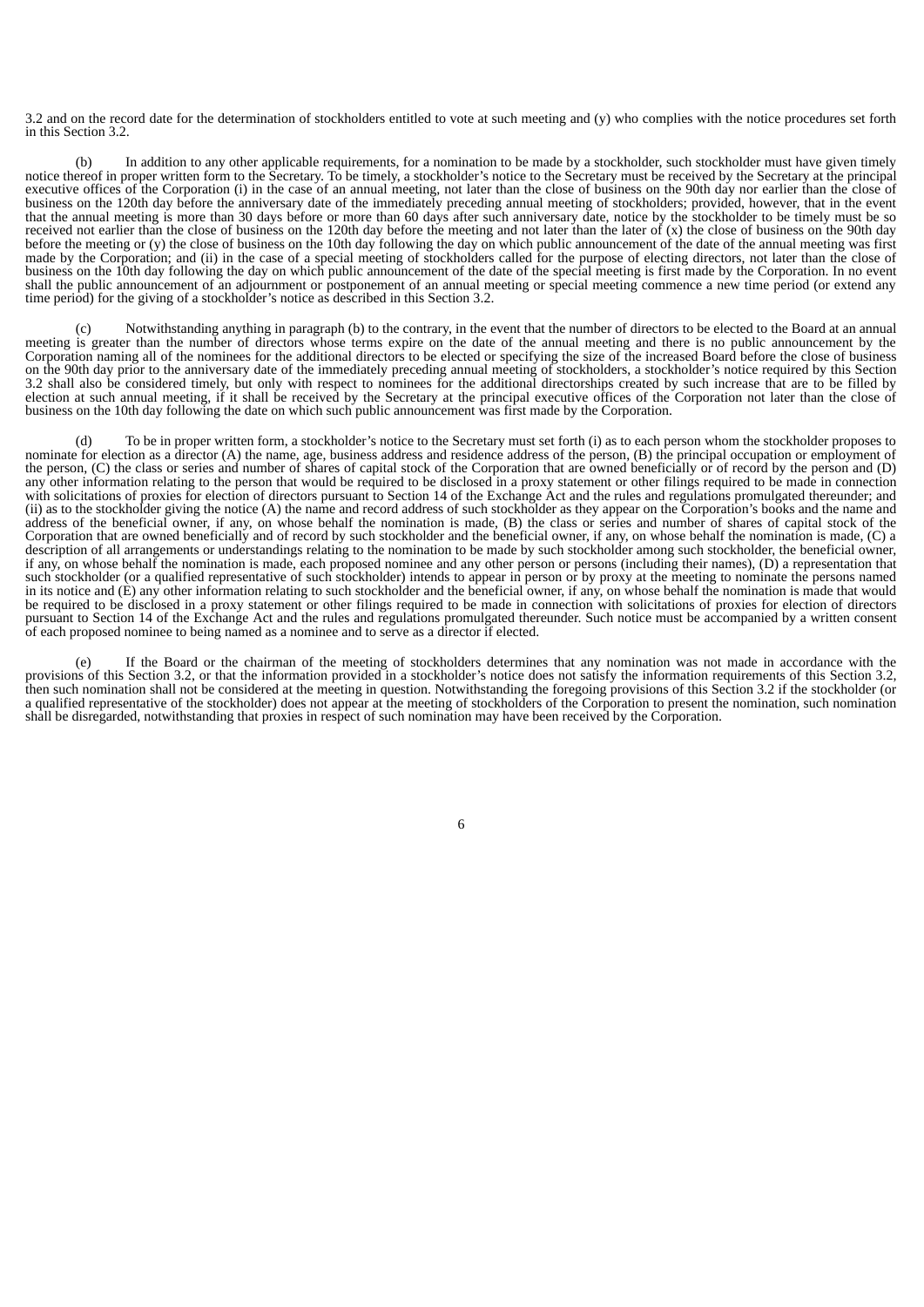3.2 and on the record date for the determination of stockholders entitled to vote at such meeting and (y) who complies with the notice procedures set forth in this Section 3.2.

(b) In addition to any other applicable requirements, for a nomination to be made by a stockholder, such stockholder must have given timely notice thereof in proper written form to the Secretary. To be timely, a stockholder's notice to the Secretary must be received by the Secretary at the principal executive offices of the Corporation (i) in the case of an annual meeting, not later than the close of business on the 90th day nor earlier than the close of business on the 120th day before the anniversary date of the immediately preceding annual meeting of stockholders; provided, however, that in the event that the annual meeting is more than 30 days before or more than 60 days after such anniversary date, notice by the stockholder to be timely must be so received not earlier than the close of business on the 120th day before the meeting and not later than the later of (x) the close of business on the 90th day before the meeting or (y) the close of business on the 10th day following the day on which public announcement of the date of the annual meeting was first made by the Corporation; and (ii) in the case of a special meeting of stockholders called for the purpose of electing directors, not later than the close of business on the 10th day following the day on which public announcement of the date of the special meeting is first made by the Corporation. In no event shall the public announcement of an adjournment or postponement of an annual meeting or special meeting commence a new time period (or extend any time period) for the giving of a stockholder's notice as described in this Section 3.2.

(c) Notwithstanding anything in paragraph (b) to the contrary, in the event that the number of directors to be elected to the Board at an annual meeting is greater than the number of directors whose terms expire on the date of the annual meeting and there is no public announcement by the Corporation naming all of the nominees for the additional directors to be elected or specifying the size of the increased Board before the close of business on the 90th day prior to the anniversary date of the immediately preceding annual meeting of stockholders, a stockholder's notice required by this Section 3.2 shall also be considered timely, but only with respect to nominees for the additional directorships created by such increase that are to be filled by election at such annual meeting, if it shall be received by the Secretary at the principal executive offices of the Corporation not later than the close of business on the 10th day following the date on which such public announcement was first made by the Corporation.

(d) To be in proper written form, a stockholder's notice to the Secretary must set forth (i) as to each person whom the stockholder proposes to nominate for election as a director (A) the name, age, business address and residence address of the person, (B) the principal occupation or employment of the person, (C) the class or series and number of shares of capital stock of the Corporation that are owned beneficially or of record by the person and (D) any other information relating to the person that would be required to be disclosed in a proxy statement or other filings required to be made in connection with solicitations of proxies for election of directors pursuant to Section 14 of the Exchange Act and the rules and regulations promulgated thereunder; and (ii) as to the stockholder giving the notice (A) the name and record address of such stockholder as they appear on the Corporation's books and the name and address of the beneficial owner, if any, on whose behalf the nomination is made, (B) the class or series and number of shares of capital stock of the Corporation that are owned beneficially and of record by such stockholder and the beneficial owner, if any, on whose behalf the nomination is made, (C) a description of all arrangements or understandings relating to the nomination to be made by such stockholder among such stockholder, the beneficial owner, if any, on whose behalf the nomination is made, each proposed nominee and any other person or persons (including their names), (D) a representation that such stockholder (or a qualified representative of such stockholder) intends to appear in person or by proxy at the meeting to nominate the persons named in its notice and (E) any other information relating to such stockholder and the beneficial owner, if any, on whose behalf the nomination is made that would be required to be disclosed in a proxy statement or other filings required to be made in connection with solicitations of proxies for election of directors pursuant to Section 14 of the Exchange Act and the rules and regulations promulgated thereunder. Such notice must be accompanied by a written consent of each proposed nominee to being named as a nominee and to serve as a director if elected.

(e) If the Board or the chairman of the meeting of stockholders determines that any nomination was not made in accordance with the provisions of this Section 3.2, or that the information provided in a stockholder's notice does not satisfy the information requirements of this Section 3.2, then such nomination shall not be considered at the meeting in question. Notwithstanding the foregoing provisions of this Section 3.2 if the stockholder (or a qualified representative of the stockholder) does not appear at the meeting of stockholders of the Corporation to present the nomination, such nomination shall be disregarded, notwithstanding that proxies in respect of such nomination may have been received by the Corporation.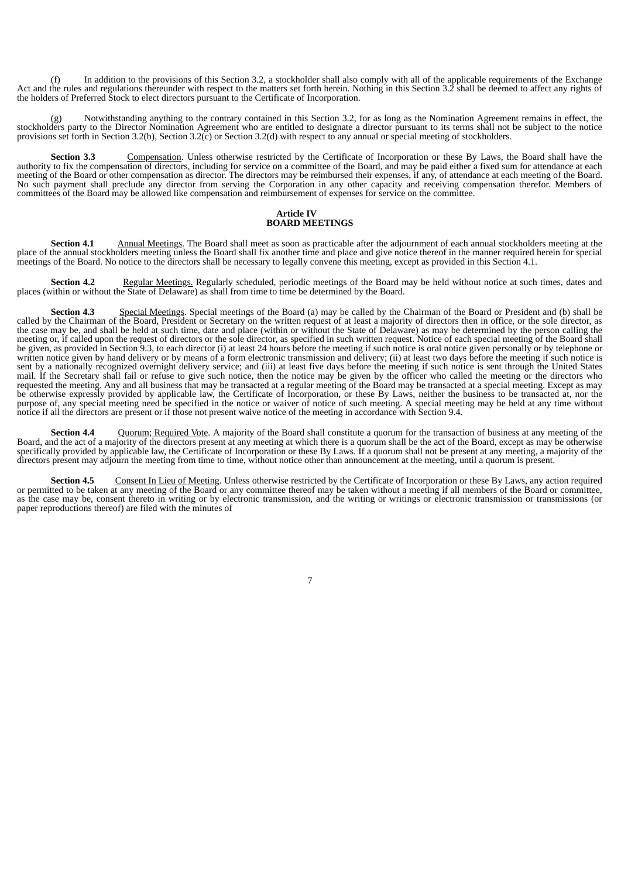(f) In addition to the provisions of this Section 3.2, a stockholder shall also comply with all of the applicable requirements of the Exchange Act and the rules and regulations thereunder with respect to the matters set forth herein. Nothing in this Section 3.2 shall be deemed to affect any rights of the holders of Preferred Stock to elect directors pursuant to the Certificate of Incorporation.

(g) Notwithstanding anything to the contrary contained in this Section 3.2, for as long as the Nomination Agreement remains in effect, the stockholders party to the Director Nomination Agreement who are entitled to designate a director pursuant to its terms shall not be subject to the notice provisions set forth in Section 3.2(b), Section 3.2(c) or Section 3.2(d) with respect to any annual or special meeting of stockholders.

**Section 3.3** Compensation. Unless otherwise restricted by the Certificate of Incorporation or these By Laws, the Board shall have the authority to fix the compensation of directors, including for service on a committee of the Board, and may be paid either a fixed sum for attendance at each meeting of the Board or other compensation as director. The directors may be reimbursed their expenses, if any, of attendance at each meeting of the Board. No such payment shall preclude any director from serving the Corporation in any other capacity and receiving compensation therefor. Members of committees of the Board may be allowed like compensation and reimbursement of expenses for service on the committee.

## Article IV
## BOARD MEETINGS

**Section 4.1** Annual Meetings. The Board shall meet as soon as practicable after the adjournment of each annual stockholders meeting at the place of the annual stockholders meeting unless the Board shall fix another time and place and give notice thereof in the manner required herein for special meetings of the Board. No notice to the directors shall be necessary to legally convene this meeting, except as provided in this Section 4.1.

**Section 4.2** Regular Meetings. Regularly scheduled, periodic meetings of the Board may be held without notice at such times, dates and places (within or without the State of Delaware) as shall from time to time be determined by the Board.

**Section 4.3** Special Meetings. Special meetings of the Board (a) may be called by the Chairman of the Board or President and (b) shall be called by the Chairman of the Board, President or Secretary on the written request of at least a majority of directors then in office, or the sole director, as the case may be, and shall be held at such time, date and place (within or without the State of Delaware) as may be determined by the person calling the meeting or, if called upon the request of directors or the sole director, as specified in such written request. Notice of each special meeting of the Board shall be given, as provided in Section 9.3, to each director (i) at least 24 hours before the meeting if such notice is oral notice given personally or by telephone or written notice given by hand delivery or by means of a form electronic transmission and delivery; (ii) at least two days before the meeting if such notice is sent by a nationally recognized overnight delivery service; and (iii) at least five days before the meeting if such notice is sent through the United States mail. If the Secretary shall fail or refuse to give such notice, then the notice may be given by the officer who called the meeting or the directors who requested the meeting. Any and all business that may be transacted at a regular meeting of the Board may be transacted at a special meeting. Except as may be otherwise expressly provided by applicable law, the Certificate of Incorporation, or these By Laws, neither the business to be transacted at, nor the purpose of, any special meeting need be specified in the notice or waiver of notice of such meeting. A special meeting may be held at any time without notice if all the directors are present or if those not present waive notice of the meeting in accordance with Section 9.4.

**Section 4.4** Quorum; Required Vote. A majority of the Board shall constitute a quorum for the transaction of business at any meeting of the Board, and the act of a majority of the directors present at any meeting at which there is a quorum shall be the act of the Board, except as may be otherwise specifically provided by applicable law, the Certificate of Incorporation or these By Laws. If a quorum shall not be present at any meeting, a majority of the directors present may adjourn the meeting from time to time, without notice other than announcement at the meeting, until a quorum is present.

**Section 4.5** Consent In Lieu of Meeting. Unless otherwise restricted by the Certificate of Incorporation or these By Laws, any action required or permitted to be taken at any meeting of the Board or any committee thereof may be taken without a meeting if all members of the Board or committee, as the case may be, consent thereto in writing or by electronic transmission, and the writing or writings or electronic transmission or transmissions (or paper reproductions thereof) are filed with the minutes of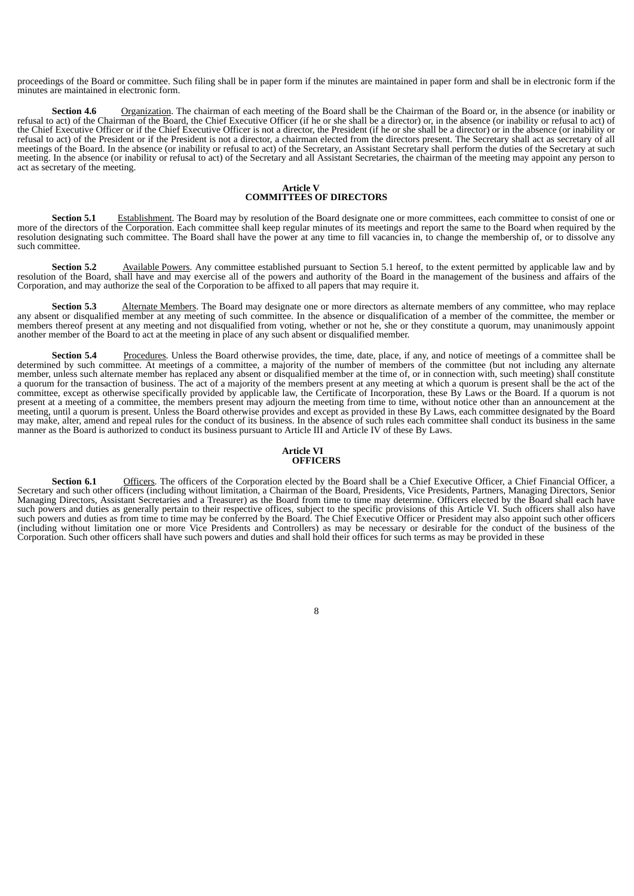proceedings of the Board or committee. Such filing shall be in paper form if the minutes are maintained in paper form and shall be in electronic form if the minutes are maintained in electronic form.

**Section 4.6** Organization. The chairman of each meeting of the Board shall be the Chairman of the Board or, in the absence (or inability or refusal to act) of the Chairman of the Board, the Chief Executive Officer (if he or she shall be a director) or, in the absence (or inability or refusal to act) of the Chief Executive Officer or if the Chief Executive Officer is not a director, the President (if he or she shall be a director) or in the absence (or inability or refusal to act) of the President or if the President is not a director, a chairman elected from the directors present. The Secretary shall act as secretary of all meetings of the Board. In the absence (or inability or refusal to act) of the Secretary, an Assistant Secretary shall perform the duties of the Secretary at such meeting. In the absence (or inability or refusal to act) of the Secretary and all Assistant Secretaries, the chairman of the meeting may appoint any person to act as secretary of the meeting.

## Article V
## COMMITTEES OF DIRECTORS

**Section 5.1** Establishment. The Board may by resolution of the Board designate one or more committees, each committee to consist of one or more of the directors of the Corporation. Each committee shall keep regular minutes of its meetings and report the same to the Board when required by the resolution designating such committee. The Board shall have the power at any time to fill vacancies in, to change the membership of, or to dissolve any such committee.

**Section 5.2** Available Powers. Any committee established pursuant to Section 5.1 hereof, to the extent permitted by applicable law and by resolution of the Board, shall have and may exercise all of the powers and authority of the Board in the management of the business and affairs of the Corporation, and may authorize the seal of the Corporation to be affixed to all papers that may require it.

**Section 5.3** Alternate Members. The Board may designate one or more directors as alternate members of any committee, who may replace any absent or disqualified member at any meeting of such committee. In the absence or disqualification of a member of the committee, the member or members thereof present at any meeting and not disqualified from voting, whether or not he, she or they constitute a quorum, may unanimously appoint another member of the Board to act at the meeting in place of any such absent or disqualified member.

**Section 5.4** Procedures. Unless the Board otherwise provides, the time, date, place, if any, and notice of meetings of a committee shall be determined by such committee. At meetings of a committee, a majority of the number of members of the committee (but not including any alternate member, unless such alternate member has replaced any absent or disqualified member at the time of, or in connection with, such meeting) shall constitute a quorum for the transaction of business. The act of a majority of the members present at any meeting at which a quorum is present shall be the act of the committee, except as otherwise specifically provided by applicable law, the Certificate of Incorporation, these By Laws or the Board. If a quorum is not present at a meeting of a committee, the members present may adjourn the meeting from time to time, without notice other than an announcement at the meeting, until a quorum is present. Unless the Board otherwise provides and except as provided in these By Laws, each committee designated by the Board may make, alter, amend and repeal rules for the conduct of its business. In the absence of such rules each committee shall conduct its business in the same manner as the Board is authorized to conduct its business pursuant to Article III and Article IV of these By Laws.

## Article VI
## OFFICERS

**Section 6.1** Officers. The officers of the Corporation elected by the Board shall be a Chief Executive Officer, a Chief Financial Officer, a Secretary and such other officers (including without limitation, a Chairman of the Board, Presidents, Vice Presidents, Partners, Managing Directors, Senior Managing Directors, Assistant Secretaries and a Treasurer) as the Board from time to time may determine. Officers elected by the Board shall each have such powers and duties as generally pertain to their respective offices, subject to the specific provisions of this Article VI. Such officers shall also have such powers and duties as from time to time may be conferred by the Board. The Chief Executive Officer or President may also appoint such other officers (including without limitation one or more Vice Presidents and Controllers) as may be necessary or desirable for the conduct of the business of the Corporation. Such other officers shall have such powers and duties and shall hold their offices for such terms as may be provided in these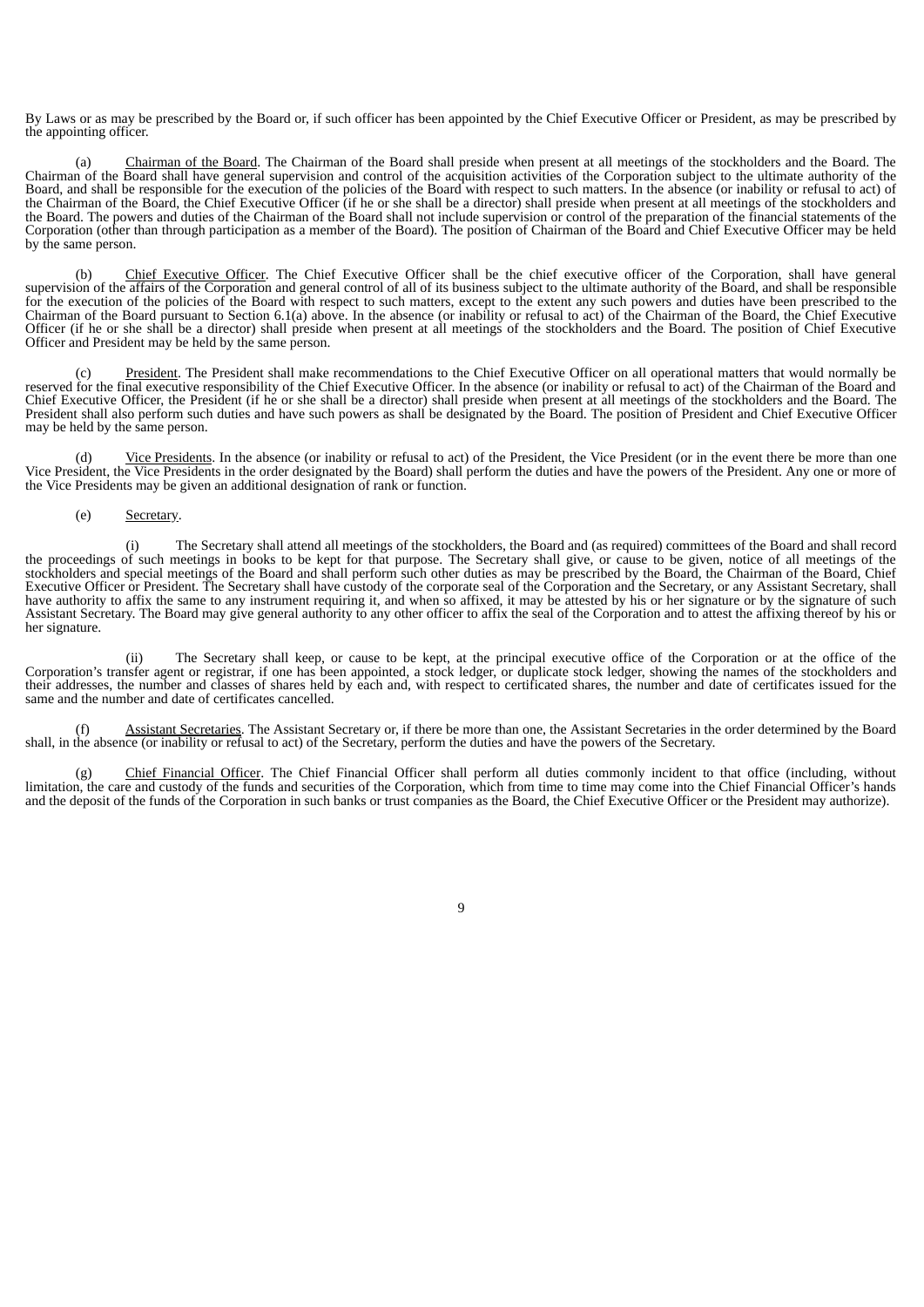By Laws or as may be prescribed by the Board or, if such officer has been appointed by the Chief Executive Officer or President, as may be prescribed by the appointing officer.

(a) Chairman of the Board. The Chairman of the Board shall preside when present at all meetings of the stockholders and the Board. The Chairman of the Board shall have general supervision and control of the acquisition activities of the Corporation subject to the ultimate authority of the Board, and shall be responsible for the execution of the policies of the Board with respect to such matters. In the absence (or inability or refusal to act) of the Chairman of the Board, the Chief Executive Officer (if he or she shall be a director) shall preside when present at all meetings of the stockholders and the Board. The powers and duties of the Chairman of the Board shall not include supervision or control of the preparation of the financial statements of the Corporation (other than through participation as a member of the Board). The position of Chairman of the Board and Chief Executive Officer may be held by the same person.

(b) Chief Executive Officer. The Chief Executive Officer shall be the chief executive officer of the Corporation, shall have general supervision of the affairs of the Corporation and general control of all of its business subject to the ultimate authority of the Board, and shall be responsible for the execution of the policies of the Board with respect to such matters, except to the extent any such powers and duties have been prescribed to the Chairman of the Board pursuant to Section 6.1(a) above. In the absence (or inability or refusal to act) of the Chairman of the Board, the Chief Executive Officer (if he or she shall be a director) shall preside when present at all meetings of the stockholders and the Board. The position of Chief Executive Officer and President may be held by the same person.

(c) President. The President shall make recommendations to the Chief Executive Officer on all operational matters that would normally be reserved for the final executive responsibility of the Chief Executive Officer. In the absence (or inability or refusal to act) of the Chairman of the Board and Chief Executive Officer, the President (if he or she shall be a director) shall preside when present at all meetings of the stockholders and the Board. The President shall also perform such duties and have such powers as shall be designated by the Board. The position of President and Chief Executive Officer may be held by the same person.

(d) Vice Presidents. In the absence (or inability or refusal to act) of the President, the Vice President (or in the event there be more than one Vice President, the Vice Presidents in the order designated by the Board) shall perform the duties and have the powers of the President. Any one or more of the Vice Presidents may be given an additional designation of rank or function.

(e) Secretary.

(i) The Secretary shall attend all meetings of the stockholders, the Board and (as required) committees of the Board and shall record the proceedings of such meetings in books to be kept for that purpose. The Secretary shall give, or cause to be given, notice of all meetings of the stockholders and special meetings of the Board and shall perform such other duties as may be prescribed by the Board, the Chairman of the Board, Chief Executive Officer or President. The Secretary shall have custody of the corporate seal of the Corporation and the Secretary, or any Assistant Secretary, shall have authority to affix the same to any instrument requiring it, and when so affixed, it may be attested by his or her signature or by the signature of such Assistant Secretary. The Board may give general authority to any other officer to affix the seal of the Corporation and to attest the affixing thereof by his or her signature.

(ii) The Secretary shall keep, or cause to be kept, at the principal executive office of the Corporation or at the office of the Corporation's transfer agent or registrar, if one has been appointed, a stock ledger, or duplicate stock ledger, showing the names of the stockholders and their addresses, the number and classes of shares held by each and, with respect to certificated shares, the number and date of certificates issued for the same and the number and date of certificates cancelled.

(f) Assistant Secretaries. The Assistant Secretary or, if there be more than one, the Assistant Secretaries in the order determined by the Board shall, in the absence (or inability or refusal to act) of the Secretary, perform the duties and have the powers of the Secretary.

(g) Chief Financial Officer. The Chief Financial Officer shall perform all duties commonly incident to that office (including, without limitation, the care and custody of the funds and securities of the Corporation, which from time to time may come into the Chief Financial Officer's hands and the deposit of the funds of the Corporation in such banks or trust companies as the Board, the Chief Executive Officer or the President may authorize).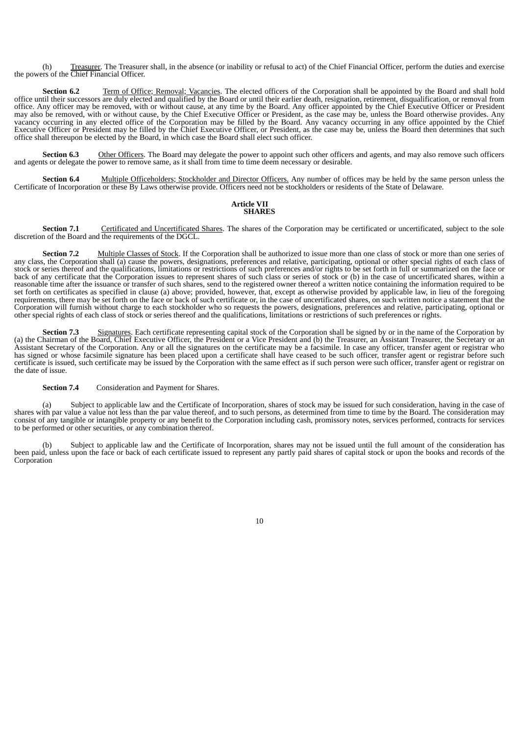(h) Treasurer. The Treasurer shall, in the absence (or inability or refusal to act) of the Chief Financial Officer, perform the duties and exercise the powers of the Chief Financial Officer.

**Section 6.2** Term of Office; Removal; Vacancies. The elected officers of the Corporation shall be appointed by the Board and shall hold office until their successors are duly elected and qualified by the Board or until their earlier death, resignation, retirement, disqualification, or removal from office. Any officer may be removed, with or without cause, at any time by the Board. Any officer appointed by the Chief Executive Officer or President may also be removed, with or without cause, by the Chief Executive Officer or President, as the case may be, unless the Board otherwise provides. Any vacancy occurring in any elected office of the Corporation may be filled by the Board. Any vacancy occurring in any office appointed by the Chief Executive Officer or President may be filled by the Chief Executive Officer, or President, as the case may be, unless the Board then determines that such office shall thereupon be elected by the Board, in which case the Board shall elect such officer.

**Section 6.3** Other Officers. The Board may delegate the power to appoint such other officers and agents, and may also remove such officers and agents or delegate the power to remove same, as it shall from time to time deem necessary or desirable.

**Section 6.4** Multiple Officeholders; Stockholder and Director Officers. Any number of offices may be held by the same person unless the Certificate of Incorporation or these By Laws otherwise provide. Officers need not be stockholders or residents of the State of Delaware.

## Article VII
## SHARES

**Section 7.1** Certificated and Uncertificated Shares. The shares of the Corporation may be certificated or uncertificated, subject to the sole discretion of the Board and the requirements of the DGCL.

**Section 7.2** Multiple Classes of Stock. If the Corporation shall be authorized to issue more than one class of stock or more than one series of any class, the Corporation shall (a) cause the powers, designations, preferences and relative, participating, optional or other special rights of each class of stock or series thereof and the qualifications, limitations or restrictions of such preferences and/or rights to be set forth in full or summarized on the face or back of any certificate that the Corporation issues to represent shares of such class or series of stock or (b) in the case of uncertificated shares, within a reasonable time after the issuance or transfer of such shares, send to the registered owner thereof a written notice containing the information required to be set forth on certificates as specified in clause (a) above; provided, however, that, except as otherwise provided by applicable law, in lieu of the foregoing requirements, there may be set forth on the face or back of such certificate or, in the case of uncertificated shares, on such written notice a statement that the Corporation will furnish without charge to each stockholder who so requests the powers, designations, preferences and relative, participating, optional or other special rights of each class of stock or series thereof and the qualifications, limitations or restrictions of such preferences or rights.

**Section 7.3** Signatures. Each certificate representing capital stock of the Corporation shall be signed by or in the name of the Corporation by (a) the Chairman of the Board, Chief Executive Officer, the President or a Vice President and (b) the Treasurer, an Assistant Treasurer, the Secretary or an Assistant Secretary of the Corporation. Any or all the signatures on the certificate may be a facsimile. In case any officer, transfer agent or registrar who has signed or whose facsimile signature has been placed upon a certificate shall have ceased to be such officer, transfer agent or registrar before such certificate is issued, such certificate may be issued by the Corporation with the same effect as if such person were such officer, transfer agent or registrar on the date of issue.

**Section 7.4** Consideration and Payment for Shares.

(a) Subject to applicable law and the Certificate of Incorporation, shares of stock may be issued for such consideration, having in the case of shares with par value a value not less than the par value thereof, and to such persons, as determined from time to time by the Board. The consideration may consist of any tangible or intangible property or any benefit to the Corporation including cash, promissory notes, services performed, contracts for services to be performed or other securities, or any combination thereof.

(b) Subject to applicable law and the Certificate of Incorporation, shares may not be issued until the full amount of the consideration has been paid, unless upon the face or back of each certificate issued to represent any partly paid shares of capital stock or upon the books and records of the Corporation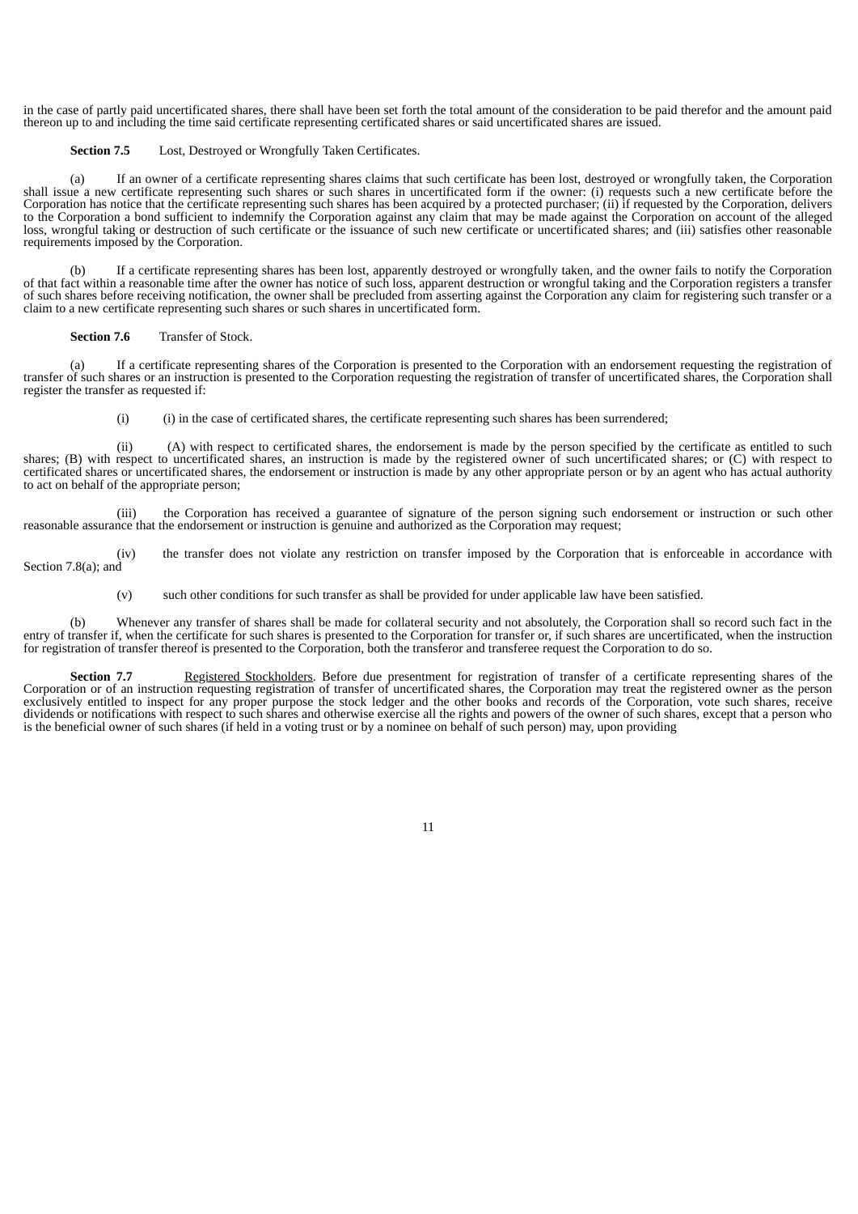in the case of partly paid uncertificated shares, there shall have been set forth the total amount of the consideration to be paid therefor and the amount paid thereon up to and including the time said certificate representing certificated shares or said uncertificated shares are issued.

**Section 7.5** Lost, Destroyed or Wrongfully Taken Certificates.

(a) If an owner of a certificate representing shares claims that such certificate has been lost, destroyed or wrongfully taken, the Corporation shall issue a new certificate representing such shares or such shares in uncertificated form if the owner: (i) requests such a new certificate before the Corporation has notice that the certificate representing such shares has been acquired by a protected purchaser; (ii) if requested by the Corporation, delivers to the Corporation a bond sufficient to indemnify the Corporation against any claim that may be made against the Corporation on account of the alleged loss, wrongful taking or destruction of such certificate or the issuance of such new certificate or uncertificated shares; and (iii) satisfies other reasonable requirements imposed by the Corporation.

(b) If a certificate representing shares has been lost, apparently destroyed or wrongfully taken, and the owner fails to notify the Corporation of that fact within a reasonable time after the owner has notice of such loss, apparent destruction or wrongful taking and the Corporation registers a transfer of such shares before receiving notification, the owner shall be precluded from asserting against the Corporation any claim for registering such transfer or a claim to a new certificate representing such shares or such shares in uncertificated form.

**Section 7.6** Transfer of Stock.

(a) If a certificate representing shares of the Corporation is presented to the Corporation with an endorsement requesting the registration of transfer of such shares or an instruction is presented to the Corporation requesting the registration of transfer of uncertificated shares, the Corporation shall register the transfer as requested if:

(i) (i) in the case of certificated shares, the certificate representing such shares has been surrendered;

(ii) (A) with respect to certificated shares, the endorsement is made by the person specified by the certificate as entitled to such shares; (B) with respect to uncertificated shares, an instruction is made by the registered owner of such uncertificated shares; or (C) with respect to certificated shares or uncertificated shares, the endorsement or instruction is made by any other appropriate person or by an agent who has actual authority to act on behalf of the appropriate person;

(iii) the Corporation has received a guarantee of signature of the person signing such endorsement or instruction or such other reasonable assurance that the endorsement or instruction is genuine and authorized as the Corporation may request;

(iv) the transfer does not violate any restriction on transfer imposed by the Corporation that is enforceable in accordance with Section 7.8(a); and

(v) such other conditions for such transfer as shall be provided for under applicable law have been satisfied.

(b) Whenever any transfer of shares shall be made for collateral security and not absolutely, the Corporation shall so record such fact in the entry of transfer if, when the certificate for such shares is presented to the Corporation for transfer or, if such shares are uncertificated, when the instruction for registration of transfer thereof is presented to the Corporation, both the transferor and transferee request the Corporation to do so.

**Section 7.7** Registered Stockholders. Before due presentment for registration of transfer of a certificate representing shares of the Corporation or of an instruction requesting registration of transfer of uncertificated shares, the Corporation may treat the registered owner as the person exclusively entitled to inspect for any proper purpose the stock ledger and the other books and records of the Corporation, vote such shares, receive dividends or notifications with respect to such shares and otherwise exercise all the rights and powers of the owner of such shares, except that a person who is the beneficial owner of such shares (if held in a voting trust or by a nominee on behalf of such person) may, upon providing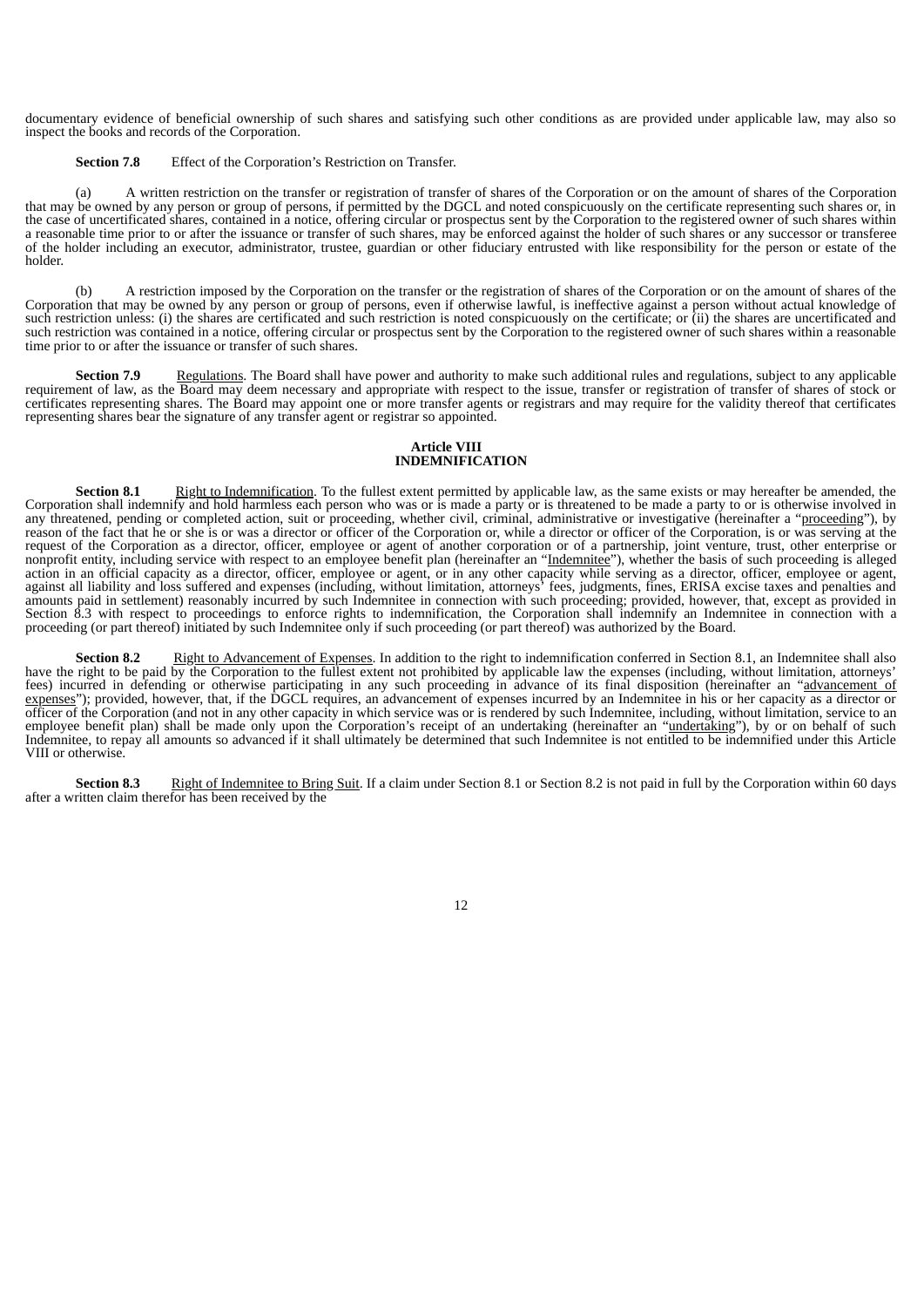documentary evidence of beneficial ownership of such shares and satisfying such other conditions as are provided under applicable law, may also so inspect the books and records of the Corporation.

**Section 7.8** Effect of the Corporation's Restriction on Transfer.

(a) A written restriction on the transfer or registration of transfer of shares of the Corporation or on the amount of shares of the Corporation that may be owned by any person or group of persons, if permitted by the DGCL and noted conspicuously on the certificate representing such shares or, in the case of uncertificated shares, contained in a notice, offering circular or prospectus sent by the Corporation to the registered owner of such shares within a reasonable time prior to or after the issuance or transfer of such shares, may be enforced against the holder of such shares or any successor or transferee of the holder including an executor, administrator, trustee, guardian or other fiduciary entrusted with like responsibility for the person or estate of the holder.

(b) A restriction imposed by the Corporation on the transfer or the registration of shares of the Corporation or on the amount of shares of the Corporation that may be owned by any person or group of persons, even if otherwise lawful, is ineffective against a person without actual knowledge of such restriction unless: (i) the shares are certificated and such restriction is noted conspicuously on the certificate; or (ii) the shares are uncertificated and such restriction was contained in a notice, offering circular or prospectus sent by the Corporation to the registered owner of such shares within a reasonable time prior to or after the issuance or transfer of such shares.

**Section 7.9** Regulations. The Board shall have power and authority to make such additional rules and regulations, subject to any applicable requirement of law, as the Board may deem necessary and appropriate with respect to the issue, transfer or registration of transfer of shares of stock or certificates representing shares. The Board may appoint one or more transfer agents or registrars and may require for the validity thereof that certificates representing shares bear the signature of any transfer agent or registrar so appointed.

## Article VIII
## INDEMNIFICATION

**Section 8.1** Right to Indemnification. To the fullest extent permitted by applicable law, as the same exists or may hereafter be amended, the Corporation shall indemnify and hold harmless each person who was or is made a party or is threatened to be made a party to or is otherwise involved in any threatened, pending or completed action, suit or proceeding, whether civil, criminal, administrative or investigative (hereinafter a "proceeding"), by reason of the fact that he or she is or was a director or officer of the Corporation or, while a director or officer of the Corporation, is or was serving at the request of the Corporation as a director, officer, employee or agent of another corporation or of a partnership, joint venture, trust, other enterprise or nonprofit entity, including service with respect to an employee benefit plan (hereinafter an "Indemnitee"), whether the basis of such proceeding is alleged action in an official capacity as a director, officer, employee or agent, or in any other capacity while serving as a director, officer, employee or agent, against all liability and loss suffered and expenses (including, without limitation, attorneys' fees, judgments, fines, ERISA excise taxes and penalties and amounts paid in settlement) reasonably incurred by such Indemnitee in connection with such proceeding; provided, however, that, except as provided in Section 8.3 with respect to proceedings to enforce rights to indemnification, the Corporation shall indemnify an Indemnitee in connection with a proceeding (or part thereof) initiated by such Indemnitee only if such proceeding (or part thereof) was authorized by the Board.

**Section 8.2** Right to Advancement of Expenses. In addition to the right to indemnification conferred in Section 8.1, an Indemnitee shall also have the right to be paid by the Corporation to the fullest extent not prohibited by applicable law the expenses (including, without limitation, attorneys' fees) incurred in defending or otherwise participating in any such proceeding in advance of its final disposition (hereinafter an "advancement of expenses"); provided, however, that, if the DGCL requires, an advancement of expenses incurred by an Indemnitee in his or her capacity as a director or officer of the Corporation (and not in any other capacity in which service was or is rendered by such Indemnitee, including, without limitation, service to an employee benefit plan) shall be made only upon the Corporation's receipt of an undertaking (hereinafter an "undertaking"), by or on behalf of such Indemnitee, to repay all amounts so advanced if it shall ultimately be determined that such Indemnitee is not entitled to be indemnified under this Article VIII or otherwise.

**Section 8.3** Right of Indemnitee to Bring Suit. If a claim under Section 8.1 or Section 8.2 is not paid in full by the Corporation within 60 days after a written claim therefor has been received by the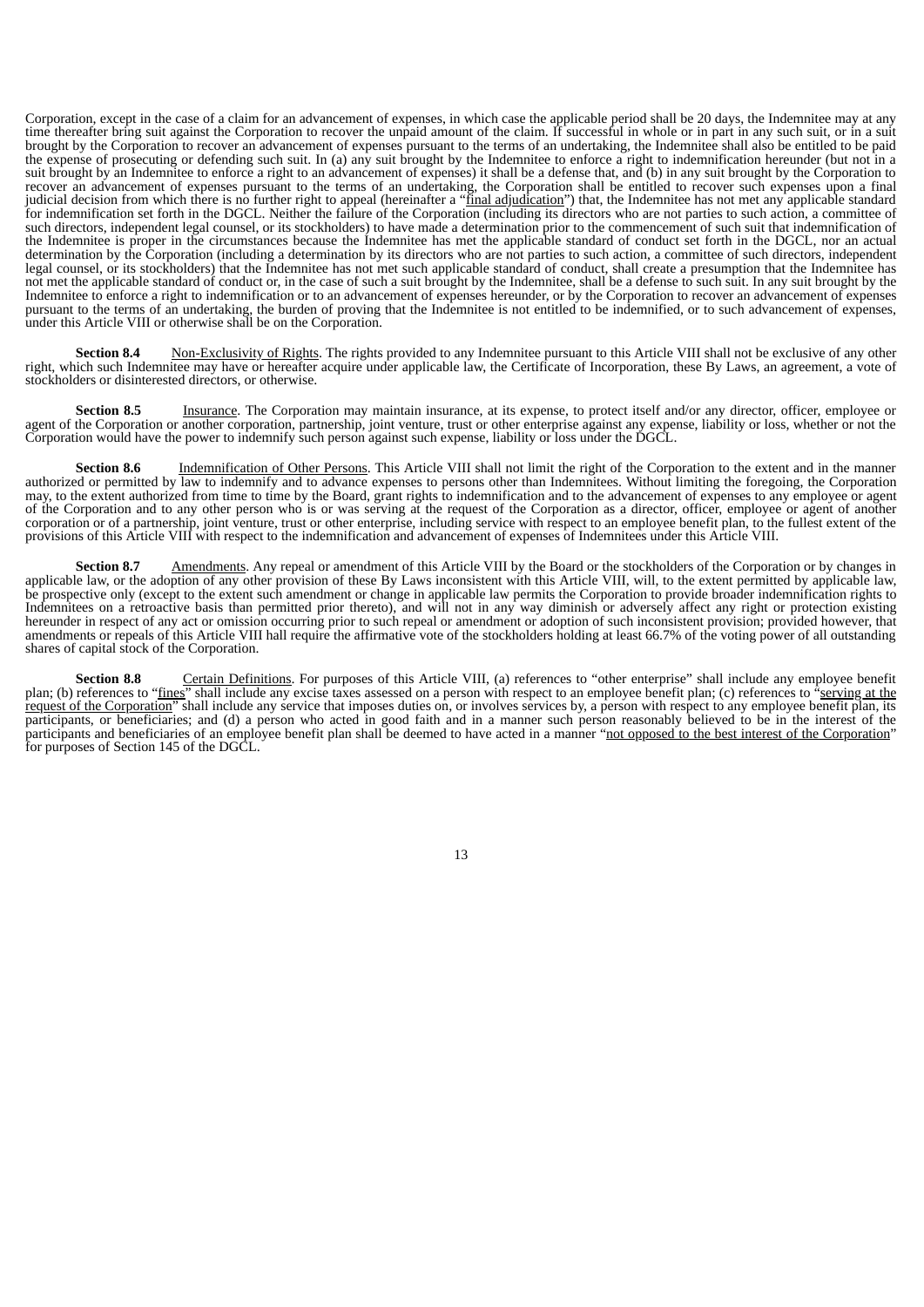Corporation, except in the case of a claim for an advancement of expenses, in which case the applicable period shall be 20 days, the Indemnitee may at any time thereafter bring suit against the Corporation to recover the unpaid amount of the claim. If successful in whole or in part in any such suit, or in a suit brought by the Corporation to recover an advancement of expenses pursuant to the terms of an undertaking, the Indemnitee shall also be entitled to be paid the expense of prosecuting or defending such suit. In (a) any suit brought by the Indemnitee to enforce a right to indemnification hereunder (but not in a suit brought by an Indemnitee to enforce a right to an advancement of expenses) it shall be a defense that, and (b) in any suit brought by the Corporation to recover an advancement of expenses pursuant to the terms of an undertaking, the Corporation shall be entitled to recover such expenses upon a final judicial decision from which there is no further right to appeal (hereinafter a "final adjudication") that, the Indemnitee has not met any applicable standard for indemnification set forth in the DGCL. Neither the failure of the Corporation (including its directors who are not parties to such action, a committee of such directors, independent legal counsel, or its stockholders) to have made a determination prior to the commencement of such suit that indemnification of the Indemnitee is proper in the circumstances because the Indemnitee has met the applicable standard of conduct set forth in the DGCL, nor an actual determination by the Corporation (including a determination by its directors who are not parties to such action, a committee of such directors, independent legal counsel, or its stockholders) that the Indemnitee has not met such applicable standard of conduct, shall create a presumption that the Indemnitee has not met the applicable standard of conduct or, in the case of such a suit brought by the Indemnitee, shall be a defense to such suit. In any suit brought by the Indemnitee to enforce a right to indemnification or to an advancement of expenses hereunder, or by the Corporation to recover an advancement of expenses pursuant to the terms of an undertaking, the burden of proving that the Indemnitee is not entitled to be indemnified, or to such advancement of expenses, under this Article VIII or otherwise shall be on the Corporation.

**Section 8.4** Non-Exclusivity of Rights. The rights provided to any Indemnitee pursuant to this Article VIII shall not be exclusive of any other right, which such Indemnitee may have or hereafter acquire under applicable law, the Certificate of Incorporation, these By Laws, an agreement, a vote of stockholders or disinterested directors, or otherwise.

**Section 8.5** Insurance. The Corporation may maintain insurance, at its expense, to protect itself and/or any director, officer, employee or agent of the Corporation or another corporation, partnership, joint venture, trust or other enterprise against any expense, liability or loss, whether or not the Corporation would have the power to indemnify such person against such expense, liability or loss under the DGCL.

**Section 8.6** Indemnification of Other Persons. This Article VIII shall not limit the right of the Corporation to the extent and in the manner authorized or permitted by law to indemnify and to advance expenses to persons other than Indemnitees. Without limiting the foregoing, the Corporation may, to the extent authorized from time to time by the Board, grant rights to indemnification and to the advancement of expenses to any employee or agent of the Corporation and to any other person who is or was serving at the request of the Corporation as a director, officer, employee or agent of another corporation or of a partnership, joint venture, trust or other enterprise, including service with respect to an employee benefit plan, to the fullest extent of the provisions of this Article VIII with respect to the indemnification and advancement of expenses of Indemnitees under this Article VIII.

**Section 8.7** Amendments. Any repeal or amendment of this Article VIII by the Board or the stockholders of the Corporation or by changes in applicable law, or the adoption of any other provision of these By Laws inconsistent with this Article VIII, will, to the extent permitted by applicable law, be prospective only (except to the extent such amendment or change in applicable law permits the Corporation to provide broader indemnification rights to Indemnitees on a retroactive basis than permitted prior thereto), and will not in any way diminish or adversely affect any right or protection existing hereunder in respect of any act or omission occurring prior to such repeal or amendment or adoption of such inconsistent provision; provided however, that amendments or repeals of this Article VIII hall require the affirmative vote of the stockholders holding at least 66.7% of the voting power of all outstanding shares of capital stock of the Corporation.

**Section 8.8** Certain Definitions. For purposes of this Article VIII, (a) references to "other enterprise" shall include any employee benefit plan; (b) references to "fines" shall include any excise taxes assessed on a person with respect to an employee benefit plan; (c) references to "serving at the request of the Corporation" shall include any service that imposes duties on, or involves services by, a person with respect to any employee benefit plan, its participants, or beneficiaries; and (d) a person who acted in good faith and in a manner such person reasonably believed to be in the interest of the participants and beneficiaries of an employee benefit plan shall be deemed to have acted in a manner "not opposed to the best interest of the Corporation" for purposes of Section 145 of the DGCL.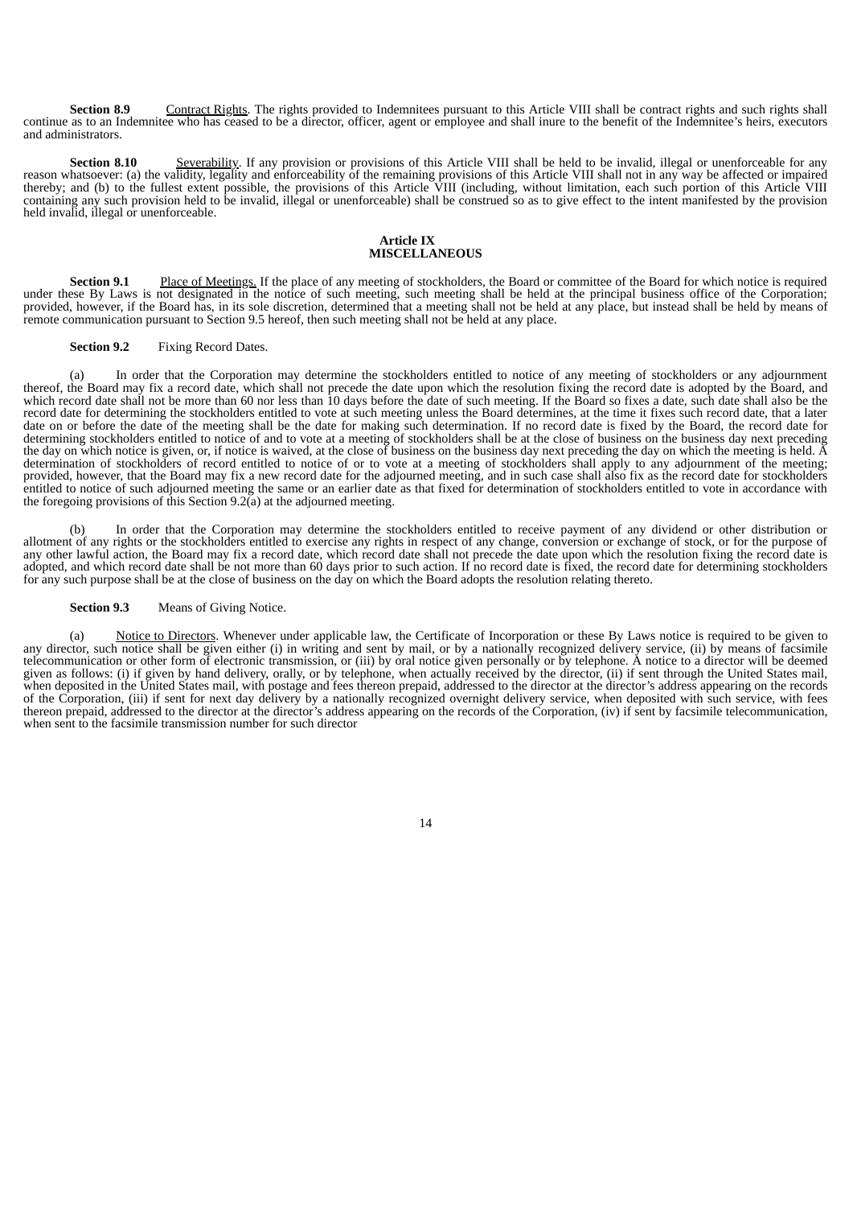**Section 8.9** Contract Rights. The rights provided to Indemnitees pursuant to this Article VIII shall be contract rights and such rights shall continue as to an Indemnitee who has ceased to be a director, officer, agent or employee and shall inure to the benefit of the Indemnitee's heirs, executors and administrators.

**Section 8.10** Severability. If any provision or provisions of this Article VIII shall be held to be invalid, illegal or unenforceable for any reason whatsoever: (a) the validity, legality and enforceability of the remaining provisions of this Article VIII shall not in any way be affected or impaired thereby; and (b) to the fullest extent possible, the provisions of this Article VIII (including, without limitation, each such portion of this Article VIII containing any such provision held to be invalid, illegal or unenforceable) shall be construed so as to give effect to the intent manifested by the provision held invalid, illegal or unenforceable.

## Article IX
## MISCELLANEOUS

**Section 9.1** Place of Meetings. If the place of any meeting of stockholders, the Board or committee of the Board for which notice is required under these By Laws is not designated in the notice of such meeting, such meeting shall be held at the principal business office of the Corporation; provided, however, if the Board has, in its sole discretion, determined that a meeting shall not be held at any place, but instead shall be held by means of remote communication pursuant to Section 9.5 hereof, then such meeting shall not be held at any place.

**Section 9.2** Fixing Record Dates.

(a) In order that the Corporation may determine the stockholders entitled to notice of any meeting of stockholders or any adjournment thereof, the Board may fix a record date, which shall not precede the date upon which the resolution fixing the record date is adopted by the Board, and which record date shall not be more than 60 nor less than 10 days before the date of such meeting. If the Board so fixes a date, such date shall also be the record date for determining the stockholders entitled to vote at such meeting unless the Board determines, at the time it fixes such record date, that a later date on or before the date of the meeting shall be the date for making such determination. If no record date is fixed by the Board, the record date for determining stockholders entitled to notice of and to vote at a meeting of stockholders shall be at the close of business on the business day next preceding the day on which notice is given, or, if notice is waived, at the close of business on the business day next preceding the day on which the meeting is held. A determination of stockholders of record entitled to notice of or to vote at a meeting of stockholders shall apply to any adjournment of the meeting; provided, however, that the Board may fix a new record date for the adjourned meeting, and in such case shall also fix as the record date for stockholders entitled to notice of such adjourned meeting the same or an earlier date as that fixed for determination of stockholders entitled to vote in accordance with the foregoing provisions of this Section 9.2(a) at the adjourned meeting.

(b) In order that the Corporation may determine the stockholders entitled to receive payment of any dividend or other distribution or allotment of any rights or the stockholders entitled to exercise any rights in respect of any change, conversion or exchange of stock, or for the purpose of any other lawful action, the Board may fix a record date, which record date shall not precede the date upon which the resolution fixing the record date is adopted, and which record date shall be not more than 60 days prior to such action. If no record date is fixed, the record date for determining stockholders for any such purpose shall be at the close of business on the day on which the Board adopts the resolution relating thereto.

**Section 9.3** Means of Giving Notice.

(a) Notice to Directors. Whenever under applicable law, the Certificate of Incorporation or these By Laws notice is required to be given to any director, such notice shall be given either (i) in writing and sent by mail, or by a nationally recognized delivery service, (ii) by means of facsimile telecommunication or other form of electronic transmission, or (iii) by oral notice given personally or by telephone. A notice to a director will be deemed given as follows: (i) if given by hand delivery, orally, or by telephone, when actually received by the director, (ii) if sent through the United States mail, when deposited in the United States mail, with postage and fees thereon prepaid, addressed to the director at the director's address appearing on the records of the Corporation, (iii) if sent for next day delivery by a nationally recognized overnight delivery service, when deposited with such service, with fees thereon prepaid, addressed to the director at the director's address appearing on the records of the Corporation, (iv) if sent by facsimile telecommunication, when sent to the facsimile transmission number for such director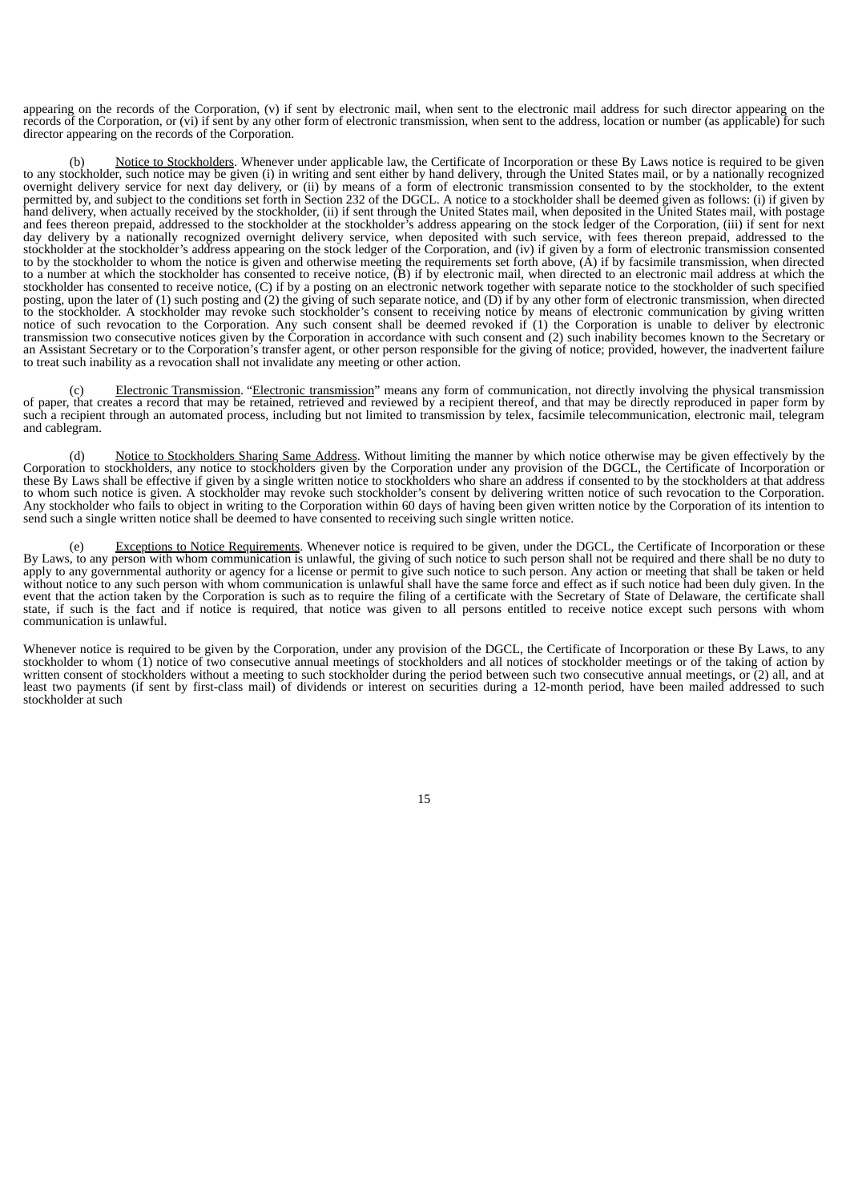appearing on the records of the Corporation, (v) if sent by electronic mail, when sent to the electronic mail address for such director appearing on the records of the Corporation, or (vi) if sent by any other form of electronic transmission, when sent to the address, location or number (as applicable) for such director appearing on the records of the Corporation.

(b) Notice to Stockholders. Whenever under applicable law, the Certificate of Incorporation or these By Laws notice is required to be given to any stockholder, such notice may be given (i) in writing and sent either by hand delivery, through the United States mail, or by a nationally recognized overnight delivery service for next day delivery, or (ii) by means of a form of electronic transmission consented to by the stockholder, to the extent permitted by, and subject to the conditions set forth in Section 232 of the DGCL. A notice to a stockholder shall be deemed given as follows: (i) if given by hand delivery, when actually received by the stockholder, (ii) if sent through the United States mail, when deposited in the United States mail, with postage and fees thereon prepaid, addressed to the stockholder at the stockholder's address appearing on the stock ledger of the Corporation, (iii) if sent for next day delivery by a nationally recognized overnight delivery service, when deposited with such service, with fees thereon prepaid, addressed to the stockholder at the stockholder's address appearing on the stock ledger of the Corporation, and (iv) if given by a form of electronic transmission consented to by the stockholder to whom the notice is given and otherwise meeting the requirements set forth above, (A) if by facsimile transmission, when directed to a number at which the stockholder has consented to receive notice, (B) if by electronic mail, when directed to an electronic mail address at which the stockholder has consented to receive notice, (C) if by a posting on an electronic network together with separate notice to the stockholder of such specified posting, upon the later of (1) such posting and (2) the giving of such separate notice, and (D) if by any other form of electronic transmission, when directed to the stockholder. A stockholder may revoke such stockholder's consent to receiving notice by means of electronic communication by giving written notice of such revocation to the Corporation. Any such consent shall be deemed revoked if (1) the Corporation is unable to deliver by electronic transmission two consecutive notices given by the Corporation in accordance with such consent and (2) such inability becomes known to the Secretary or an Assistant Secretary or to the Corporation's transfer agent, or other person responsible for the giving of notice; provided, however, the inadvertent failure to treat such inability as a revocation shall not invalidate any meeting or other action.

(c) Electronic Transmission. "Electronic transmission" means any form of communication, not directly involving the physical transmission of paper, that creates a record that may be retained, retrieved and reviewed by a recipient thereof, and that may be directly reproduced in paper form by such a recipient through an automated process, including but not limited to transmission by telex, facsimile telecommunication, electronic mail, telegram and cablegram.

(d) Notice to Stockholders Sharing Same Address. Without limiting the manner by which notice otherwise may be given effectively by the Corporation to stockholders, any notice to stockholders given by the Corporation under any provision of the DGCL, the Certificate of Incorporation or these By Laws shall be effective if given by a single written notice to stockholders who share an address if consented to by the stockholders at that address to whom such notice is given. A stockholder may revoke such stockholder's consent by delivering written notice of such revocation to the Corporation. Any stockholder who fails to object in writing to the Corporation within 60 days of having been given written notice by the Corporation of its intention to send such a single written notice shall be deemed to have consented to receiving such single written notice.

(e) Exceptions to Notice Requirements. Whenever notice is required to be given, under the DGCL, the Certificate of Incorporation or these By Laws, to any person with whom communication is unlawful, the giving of such notice to such person shall not be required and there shall be no duty to apply to any governmental authority or agency for a license or permit to give such notice to such person. Any action or meeting that shall be taken or held without notice to any such person with whom communication is unlawful shall have the same force and effect as if such notice had been duly given. In the event that the action taken by the Corporation is such as to require the filing of a certificate with the Secretary of State of Delaware, the certificate shall state, if such is the fact and if notice is required, that notice was given to all persons entitled to receive notice except such persons with whom communication is unlawful.

Whenever notice is required to be given by the Corporation, under any provision of the DGCL, the Certificate of Incorporation or these By Laws, to any stockholder to whom (1) notice of two consecutive annual meetings of stockholders and all notices of stockholder meetings or of the taking of action by written consent of stockholders without a meeting to such stockholder during the period between such two consecutive annual meetings, or (2) all, and at least two payments (if sent by first-class mail) of dividends or interest on securities during a 12-month period, have been mailed addressed to such stockholder at such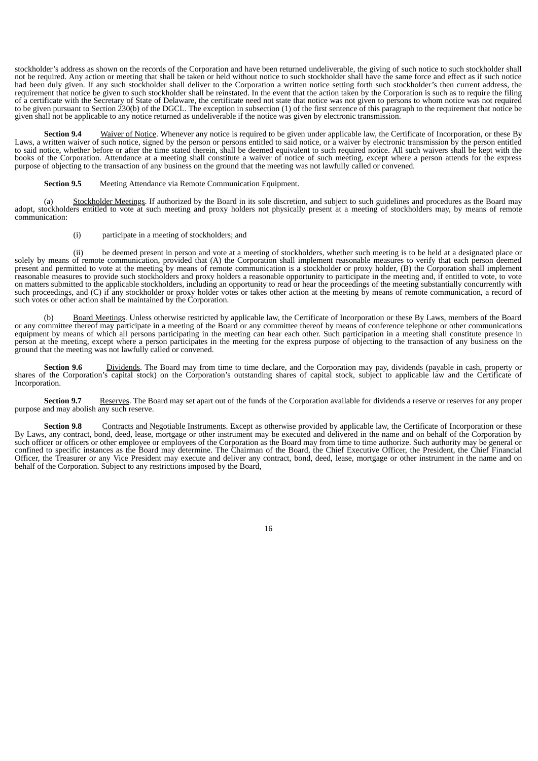stockholder's address as shown on the records of the Corporation and have been returned undeliverable, the giving of such notice to such stockholder shall not be required. Any action or meeting that shall be taken or held without notice to such stockholder shall have the same force and effect as if such notice had been duly given. If any such stockholder shall deliver to the Corporation a written notice setting forth such stockholder's then current address, the requirement that notice be given to such stockholder shall be reinstated. In the event that the action taken by the Corporation is such as to require the filing of a certificate with the Secretary of State of Delaware, the certificate need not state that notice was not given to persons to whom notice was not required to be given pursuant to Section 230(b) of the DGCL. The exception in subsection (1) of the first sentence of this paragraph to the requirement that notice be given shall not be applicable to any notice returned as undeliverable if the notice was given by electronic transmission.

**Section 9.4** Waiver of Notice. Whenever any notice is required to be given under applicable law, the Certificate of Incorporation, or these By Laws, a written waiver of such notice, signed by the person or persons entitled to said notice, or a waiver by electronic transmission by the person entitled to said notice, whether before or after the time stated therein, shall be deemed equivalent to such required notice. All such waivers shall be kept with the books of the Corporation. Attendance at a meeting shall constitute a waiver of notice of such meeting, except where a person attends for the express purpose of objecting to the transaction of any business on the ground that the meeting was not lawfully called or convened.

**Section 9.5** Meeting Attendance via Remote Communication Equipment.

(a) Stockholder Meetings. If authorized by the Board in its sole discretion, and subject to such guidelines and procedures as the Board may adopt, stockholders entitled to vote at such meeting and proxy holders not physically present at a meeting of stockholders may, by means of remote communication:

(i) participate in a meeting of stockholders; and

(ii) be deemed present in person and vote at a meeting of stockholders, whether such meeting is to be held at a designated place or solely by means of remote communication, provided that (A) the Corporation shall implement reasonable measures to verify that each person deemed present and permitted to vote at the meeting by means of remote communication is a stockholder or proxy holder, (B) the Corporation shall implement reasonable measures to provide such stockholders and proxy holders a reasonable opportunity to participate in the meeting and, if entitled to vote, to vote on matters submitted to the applicable stockholders, including an opportunity to read or hear the proceedings of the meeting substantially concurrently with such proceedings, and (C) if any stockholder or proxy holder votes or takes other action at the meeting by means of remote communication, a record of such votes or other action shall be maintained by the Corporation.

(b) Board Meetings. Unless otherwise restricted by applicable law, the Certificate of Incorporation or these By Laws, members of the Board or any committee thereof may participate in a meeting of the Board or any committee thereof by means of conference telephone or other communications equipment by means of which all persons participating in the meeting can hear each other. Such participation in a meeting shall constitute presence in person at the meeting, except where a person participates in the meeting for the express purpose of objecting to the transaction of any business on the ground that the meeting was not lawfully called or convened.

**Section 9.6** Dividends. The Board may from time to time declare, and the Corporation may pay, dividends (payable in cash, property or shares of the Corporation's capital stock) on the Corporation's outstanding shares of capital stock, subject to applicable law and the Certificate of Incorporation.

**Section 9.7** Reserves. The Board may set apart out of the funds of the Corporation available for dividends a reserve or reserves for any proper purpose and may abolish any such reserve.

**Section 9.8** Contracts and Negotiable Instruments. Except as otherwise provided by applicable law, the Certificate of Incorporation or these By Laws, any contract, bond, deed, lease, mortgage or other instrument may be executed and delivered in the name and on behalf of the Corporation by such officer or officers or other employee or employees of the Corporation as the Board may from time to time authorize. Such authority may be general or confined to specific instances as the Board may determine. The Chairman of the Board, the Chief Executive Officer, the President, the Chief Financial Officer, the Treasurer or any Vice President may execute and deliver any contract, bond, deed, lease, mortgage or other instrument in the name and on behalf of the Corporation. Subject to any restrictions imposed by the Board,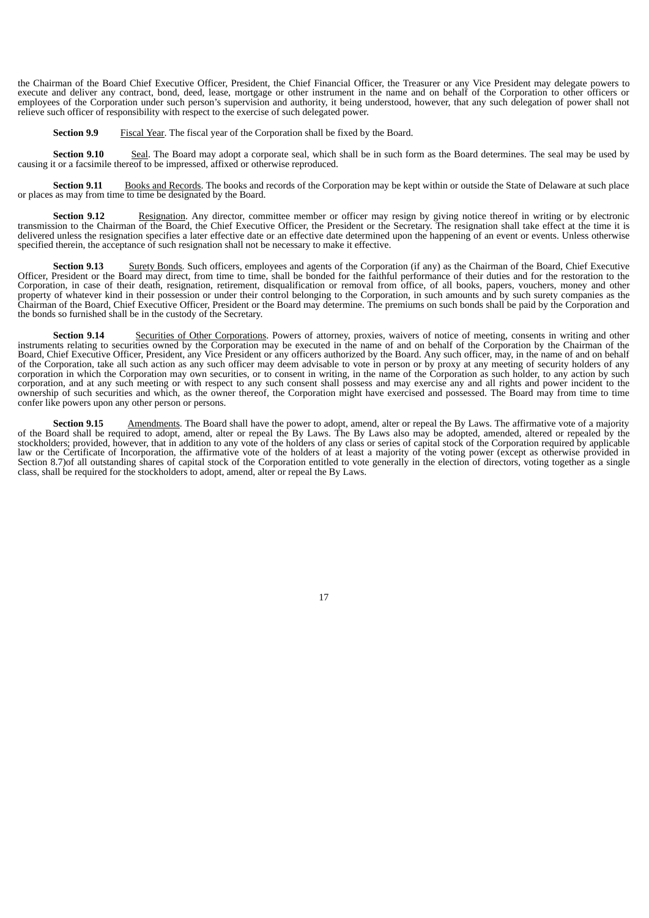the Chairman of the Board Chief Executive Officer, President, the Chief Financial Officer, the Treasurer or any Vice President may delegate powers to execute and deliver any contract, bond, deed, lease, mortgage or other instrument in the name and on behalf of the Corporation to other officers or employees of the Corporation under such person's supervision and authority, it being understood, however, that any such delegation of power shall not relieve such officer of responsibility with respect to the exercise of such delegated power.

**Section 9.9** Fiscal Year. The fiscal year of the Corporation shall be fixed by the Board.

**Section 9.10** Seal. The Board may adopt a corporate seal, which shall be in such form as the Board determines. The seal may be used by causing it or a facsimile thereof to be impressed, affixed or otherwise reproduced.

**Section 9.11** Books and Records. The books and records of the Corporation may be kept within or outside the State of Delaware at such place or places as may from time to time be designated by the Board.

**Section 9.12** Resignation. Any director, committee member or officer may resign by giving notice thereof in writing or by electronic transmission to the Chairman of the Board, the Chief Executive Officer, the President or the Secretary. The resignation shall take effect at the time it is delivered unless the resignation specifies a later effective date or an effective date determined upon the happening of an event or events. Unless otherwise specified therein, the acceptance of such resignation shall not be necessary to make it effective.

**Section 9.13** Surety Bonds. Such officers, employees and agents of the Corporation (if any) as the Chairman of the Board, Chief Executive Officer, President or the Board may direct, from time to time, shall be bonded for the faithful performance of their duties and for the restoration to the Corporation, in case of their death, resignation, retirement, disqualification or removal from office, of all books, papers, vouchers, money and other property of whatever kind in their possession or under their control belonging to the Corporation, in such amounts and by such surety companies as the Chairman of the Board, Chief Executive Officer, President or the Board may determine. The premiums on such bonds shall be paid by the Corporation and the bonds so furnished shall be in the custody of the Secretary.

**Section 9.14** Securities of Other Corporations. Powers of attorney, proxies, waivers of notice of meeting, consents in writing and other instruments relating to securities owned by the Corporation may be executed in the name of and on behalf of the Corporation by the Chairman of the Board, Chief Executive Officer, President, any Vice President or any officers authorized by the Board. Any such officer, may, in the name of and on behalf of the Corporation, take all such action as any such officer may deem advisable to vote in person or by proxy at any meeting of security holders of any corporation in which the Corporation may own securities, or to consent in writing, in the name of the Corporation as such holder, to any action by such corporation, and at any such meeting or with respect to any such consent shall possess and may exercise any and all rights and power incident to the ownership of such securities and which, as the owner thereof, the Corporation might have exercised and possessed. The Board may from time to time confer like powers upon any other person or persons.

**Section 9.15** Amendments. The Board shall have the power to adopt, amend, alter or repeal the By Laws. The affirmative vote of a majority of the Board shall be required to adopt, amend, alter or repeal the By Laws. The By Laws also may be adopted, amended, altered or repealed by the stockholders; provided, however, that in addition to any vote of the holders of any class or series of capital stock of the Corporation required by applicable law or the Certificate of Incorporation, the affirmative vote of the holders of at least a majority of the voting power (except as otherwise provided in Section 8.7)of all outstanding shares of capital stock of the Corporation entitled to vote generally in the election of directors, voting together as a single class, shall be required for the stockholders to adopt, amend, alter or repeal the By Laws.